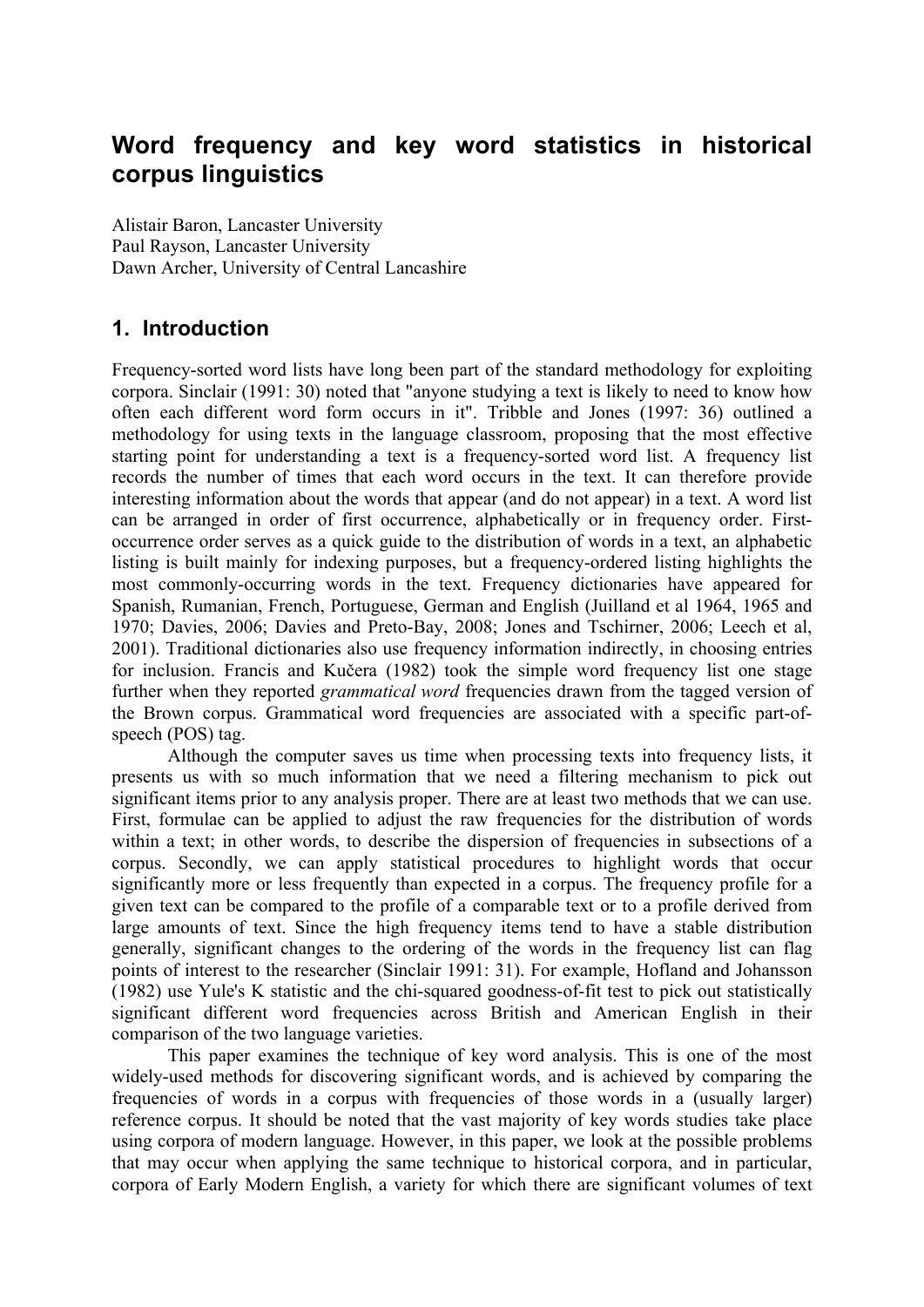# Word frequency and key word statistics in historical corpus linguistics

Alistair Baron, Lancaster University
Paul Rayson, Lancaster University
Dawn Archer, University of Central Lancashire

## 1. Introduction

Frequency-sorted word lists have long been part of the standard methodology for exploiting corpora. Sinclair (1991: 30) noted that "anyone studying a text is likely to need to know how often each different word form occurs in it". Tribble and Jones (1997: 36) outlined a methodology for using texts in the language classroom, proposing that the most effective starting point for understanding a text is a frequency-sorted word list. A frequency list records the number of times that each word occurs in the text. It can therefore provide interesting information about the words that appear (and do not appear) in a text. A word list can be arranged in order of first occurrence, alphabetically or in frequency order. First-occurrence order serves as a quick guide to the distribution of words in a text, an alphabetic listing is built mainly for indexing purposes, but a frequency-ordered listing highlights the most commonly-occurring words in the text. Frequency dictionaries have appeared for Spanish, Rumanian, French, Portuguese, German and English (Juilland et al 1964, 1965 and 1970; Davies, 2006; Davies and Preto-Bay, 2008; Jones and Tschirner, 2006; Leech et al, 2001). Traditional dictionaries also use frequency information indirectly, in choosing entries for inclusion. Francis and Kučera (1982) took the simple word frequency list one stage further when they reported *grammatical word* frequencies drawn from the tagged version of the Brown corpus. Grammatical word frequencies are associated with a specific part-of-speech (POS) tag.

Although the computer saves us time when processing texts into frequency lists, it presents us with so much information that we need a filtering mechanism to pick out significant items prior to any analysis proper. There are at least two methods that we can use. First, formulae can be applied to adjust the raw frequencies for the distribution of words within a text; in other words, to describe the dispersion of frequencies in subsections of a corpus. Secondly, we can apply statistical procedures to highlight words that occur significantly more or less frequently than expected in a corpus. The frequency profile for a given text can be compared to the profile of a comparable text or to a profile derived from large amounts of text. Since the high frequency items tend to have a stable distribution generally, significant changes to the ordering of the words in the frequency list can flag points of interest to the researcher (Sinclair 1991: 31). For example, Hofland and Johansson (1982) use Yule's K statistic and the chi-squared goodness-of-fit test to pick out statistically significant different word frequencies across British and American English in their comparison of the two language varieties.

This paper examines the technique of key word analysis. This is one of the most widely-used methods for discovering significant words, and is achieved by comparing the frequencies of words in a corpus with frequencies of those words in a (usually larger) reference corpus. It should be noted that the vast majority of key words studies take place using corpora of modern language. However, in this paper, we look at the possible problems that may occur when applying the same technique to historical corpora, and in particular, corpora of Early Modern English, a variety for which there are significant volumes of text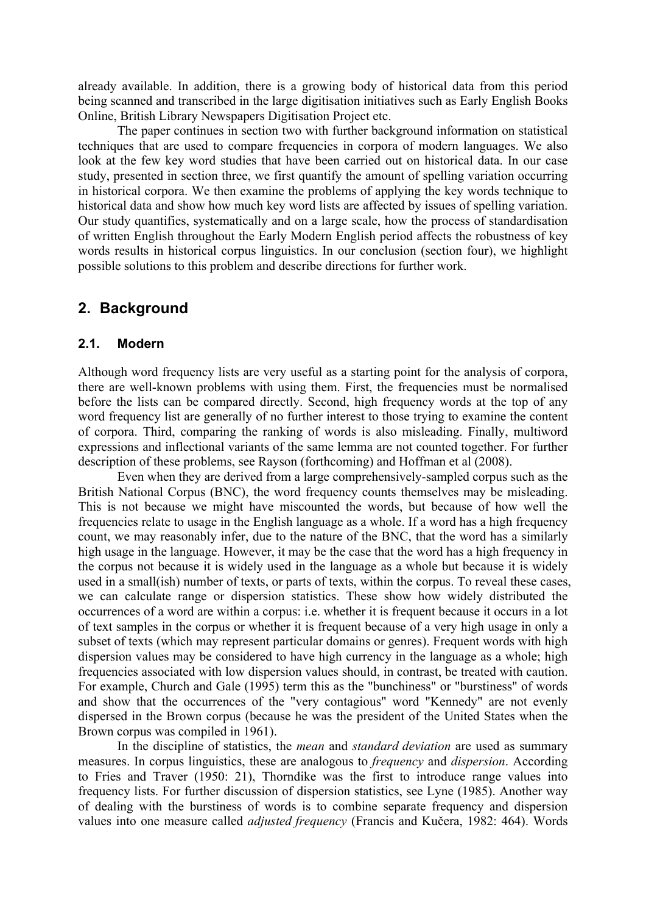already available. In addition, there is a growing body of historical data from this period being scanned and transcribed in the large digitisation initiatives such as Early English Books Online, British Library Newspapers Digitisation Project etc.

The paper continues in section two with further background information on statistical techniques that are used to compare frequencies in corpora of modern languages. We also look at the few key word studies that have been carried out on historical data. In our case study, presented in section three, we first quantify the amount of spelling variation occurring in historical corpora. We then examine the problems of applying the key words technique to historical data and show how much key word lists are affected by issues of spelling variation. Our study quantifies, systematically and on a large scale, how the process of standardisation of written English throughout the Early Modern English period affects the robustness of key words results in historical corpus linguistics. In our conclusion (section four), we highlight possible solutions to this problem and describe directions for further work.

## 2. Background

### 2.1. Modern

Although word frequency lists are very useful as a starting point for the analysis of corpora, there are well-known problems with using them. First, the frequencies must be normalised before the lists can be compared directly. Second, high frequency words at the top of any word frequency list are generally of no further interest to those trying to examine the content of corpora. Third, comparing the ranking of words is also misleading. Finally, multiword expressions and inflectional variants of the same lemma are not counted together. For further description of these problems, see Rayson (forthcoming) and Hoffman et al (2008).

Even when they are derived from a large comprehensively-sampled corpus such as the British National Corpus (BNC), the word frequency counts themselves may be misleading. This is not because we might have miscounted the words, but because of how well the frequencies relate to usage in the English language as a whole. If a word has a high frequency count, we may reasonably infer, due to the nature of the BNC, that the word has a similarly high usage in the language. However, it may be the case that the word has a high frequency in the corpus not because it is widely used in the language as a whole but because it is widely used in a small(ish) number of texts, or parts of texts, within the corpus. To reveal these cases, we can calculate range or dispersion statistics. These show how widely distributed the occurrences of a word are within a corpus: i.e. whether it is frequent because it occurs in a lot of text samples in the corpus or whether it is frequent because of a very high usage in only a subset of texts (which may represent particular domains or genres). Frequent words with high dispersion values may be considered to have high currency in the language as a whole; high frequencies associated with low dispersion values should, in contrast, be treated with caution. For example, Church and Gale (1995) term this as the "bunchiness" or "burstiness" of words and show that the occurrences of the "very contagious" word "Kennedy" are not evenly dispersed in the Brown corpus (because he was the president of the United States when the Brown corpus was compiled in 1961).

In the discipline of statistics, the *mean* and *standard deviation* are used as summary measures. In corpus linguistics, these are analogous to *frequency* and *dispersion*. According to Fries and Traver (1950: 21), Thorndike was the first to introduce range values into frequency lists. For further discussion of dispersion statistics, see Lyne (1985). Another way of dealing with the burstiness of words is to combine separate frequency and dispersion values into one measure called *adjusted frequency* (Francis and Kučera, 1982: 464). Words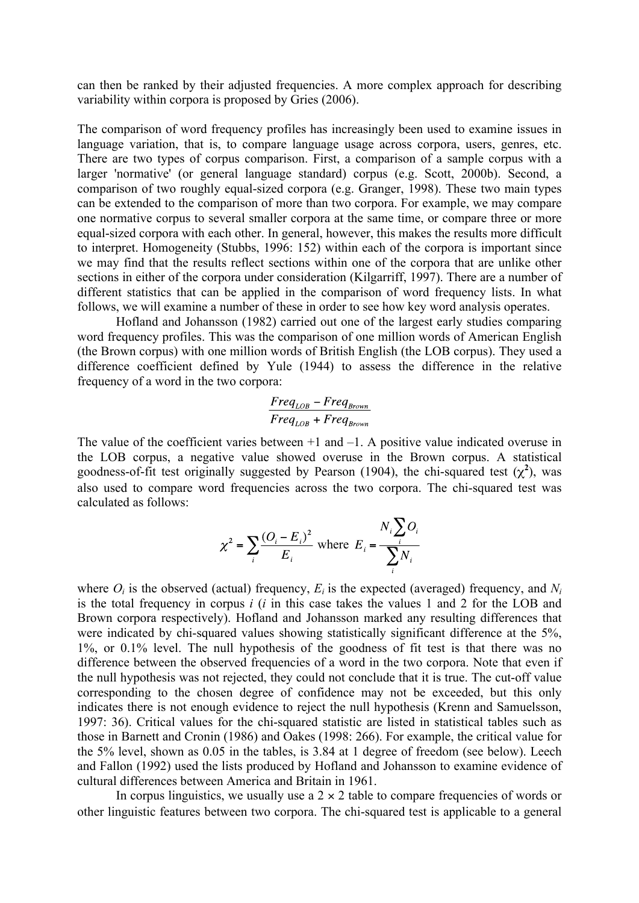can then be ranked by their adjusted frequencies. A more complex approach for describing variability within corpora is proposed by Gries (2006).

The comparison of word frequency profiles has increasingly been used to examine issues in language variation, that is, to compare language usage across corpora, users, genres, etc. There are two types of corpus comparison. First, a comparison of a sample corpus with a larger 'normative' (or general language standard) corpus (e.g. Scott, 2000b). Second, a comparison of two roughly equal-sized corpora (e.g. Granger, 1998). These two main types can be extended to the comparison of more than two corpora. For example, we may compare one normative corpus to several smaller corpora at the same time, or compare three or more equal-sized corpora with each other. In general, however, this makes the results more difficult to interpret. Homogeneity (Stubbs, 1996: 152) within each of the corpora is important since we may find that the results reflect sections within one of the corpora that are unlike other sections in either of the corpora under consideration (Kilgarriff, 1997). There are a number of different statistics that can be applied in the comparison of word frequency lists. In what follows, we will examine a number of these in order to see how key word analysis operates.

Hofland and Johansson (1982) carried out one of the largest early studies comparing word frequency profiles. This was the comparison of one million words of American English (the Brown corpus) with one million words of British English (the LOB corpus). They used a difference coefficient defined by Yule (1944) to assess the difference in the relative frequency of a word in the two corpora:

$$\frac{Freq_{LOB} - Freq_{Brown}}{Freq_{LOB} + Freq_{Brown}}$$

The value of the coefficient varies between +1 and –1. A positive value indicated overuse in the LOB corpus, a negative value showed overuse in the Brown corpus. A statistical goodness-of-fit test originally suggested by Pearson (1904), the chi-squared test ($\chi^2$), was also used to compare word frequencies across the two corpora. The chi-squared test was calculated as follows:

$$\chi^2 = \sum_i \frac{(O_i - E_i)^2}{E_i} \text{ where } E_i = \frac{N_i \sum_i O_i}{\sum_i N_i}$$

where $O_i$ is the observed (actual) frequency, $E_i$ is the expected (averaged) frequency, and $N_i$ is the total frequency in corpus $i$ ($i$ in this case takes the values 1 and 2 for the LOB and Brown corpora respectively). Hofland and Johansson marked any resulting differences that were indicated by chi-squared values showing statistically significant difference at the 5%, 1%, or 0.1% level. The null hypothesis of the goodness of fit test is that there was no difference between the observed frequencies of a word in the two corpora. Note that even if the null hypothesis was not rejected, they could not conclude that it is true. The cut-off value corresponding to the chosen degree of confidence may not be exceeded, but this only indicates there is not enough evidence to reject the null hypothesis (Krenn and Samuelsson, 1997: 36). Critical values for the chi-squared statistic are listed in statistical tables such as those in Barnett and Cronin (1986) and Oakes (1998: 266). For example, the critical value for the 5% level, shown as 0.05 in the tables, is 3.84 at 1 degree of freedom (see below). Leech and Fallon (1992) used the lists produced by Hofland and Johansson to examine evidence of cultural differences between America and Britain in 1961.

In corpus linguistics, we usually use a 2 × 2 table to compare frequencies of words or other linguistic features between two corpora. The chi-squared test is applicable to a general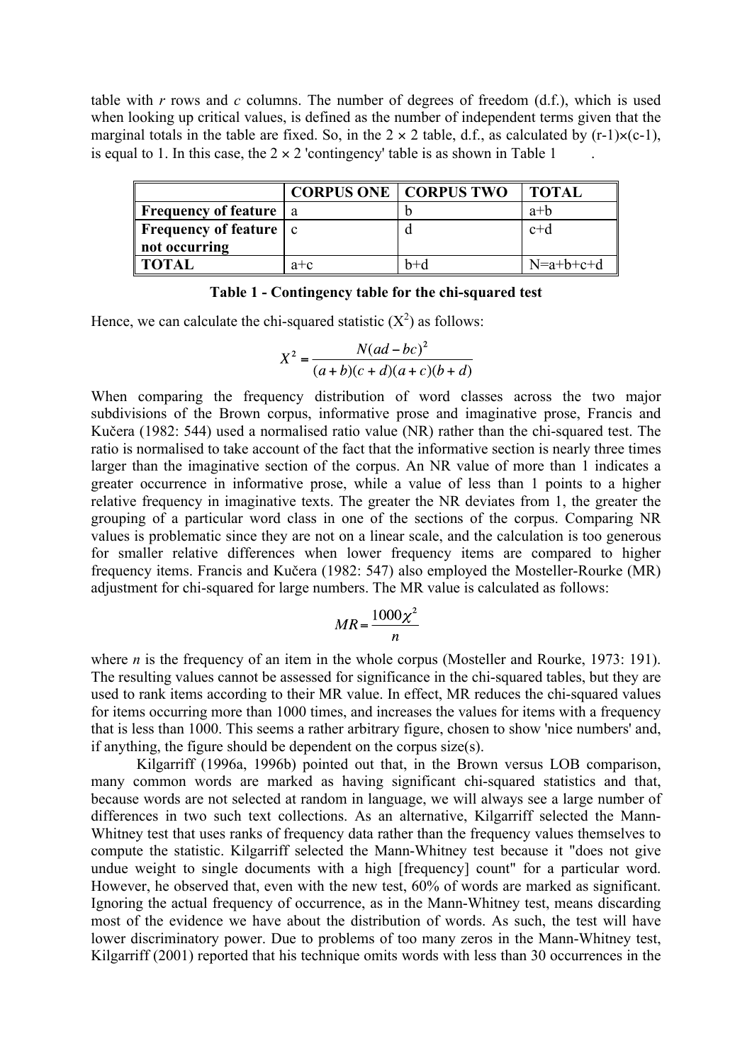table with $r$ rows and $c$ columns. The number of degrees of freedom (d.f.), which is used when looking up critical values, is defined as the number of independent terms given that the marginal totals in the table are fixed. So, in the 2 × 2 table, d.f., as calculated by $(r-1)\times(c-1)$, is equal to 1. In this case, the 2 × 2 'contingency' table is as shown in Table 1.

| | **CORPUS ONE** | **CORPUS TWO** | **TOTAL** |
|---|---|---|---|
| **Frequency of feature** | a | b | a+b |
| **Frequency of feature not occurring** | c | d | c+d |
| **TOTAL** | a+c | b+d | N=a+b+c+d |

**Table 1 - Contingency table for the chi-squared test**

Hence, we can calculate the chi-squared statistic ($X^2$) as follows:

$$X^2 = \frac{N(ad - bc)^2}{(a+b)(c+d)(a+c)(b+d)}$$

When comparing the frequency distribution of word classes across the two major subdivisions of the Brown corpus, informative prose and imaginative prose, Francis and Kučera (1982: 544) used a normalised ratio value (NR) rather than the chi-squared test. The ratio is normalised to take account of the fact that the informative section is nearly three times larger than the imaginative section of the corpus. An NR value of more than 1 indicates a greater occurrence in informative prose, while a value of less than 1 points to a higher relative frequency in imaginative texts. The greater the NR deviates from 1, the greater the grouping of a particular word class in one of the sections of the corpus. Comparing NR values is problematic since they are not on a linear scale, and the calculation is too generous for smaller relative differences when lower frequency items are compared to higher frequency items. Francis and Kučera (1982: 547) also employed the Mosteller-Rourke (MR) adjustment for chi-squared for large numbers. The MR value is calculated as follows:

$$MR = \frac{1000\chi^2}{n}$$

where $n$ is the frequency of an item in the whole corpus (Mosteller and Rourke, 1973: 191). The resulting values cannot be assessed for significance in the chi-squared tables, but they are used to rank items according to their MR value. In effect, MR reduces the chi-squared values for items occurring more than 1000 times, and increases the values for items with a frequency that is less than 1000. This seems a rather arbitrary figure, chosen to show 'nice numbers' and, if anything, the figure should be dependent on the corpus size(s).

Kilgarriff (1996a, 1996b) pointed out that, in the Brown versus LOB comparison, many common words are marked as having significant chi-squared statistics and that, because words are not selected at random in language, we will always see a large number of differences in two such text collections. As an alternative, Kilgarriff selected the Mann-Whitney test that uses ranks of frequency data rather than the frequency values themselves to compute the statistic. Kilgarriff selected the Mann-Whitney test because it "does not give undue weight to single documents with a high [frequency] count" for a particular word. However, he observed that, even with the new test, 60% of words are marked as significant. Ignoring the actual frequency of occurrence, as in the Mann-Whitney test, means discarding most of the evidence we have about the distribution of words. As such, the test will have lower discriminatory power. Due to problems of too many zeros in the Mann-Whitney test, Kilgarriff (2001) reported that his technique omits words with less than 30 occurrences in the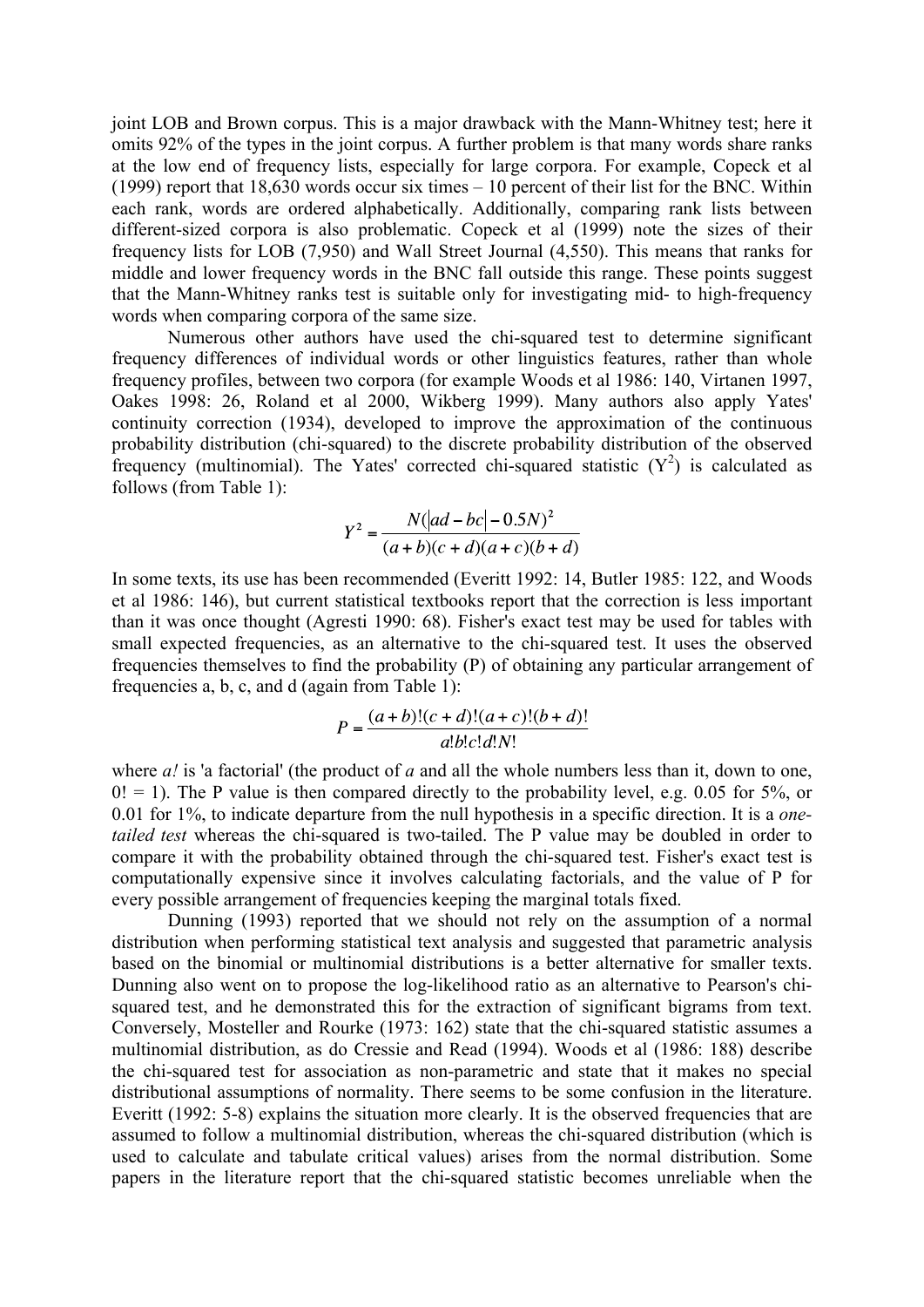joint LOB and Brown corpus. This is a major drawback with the Mann-Whitney test; here it omits 92% of the types in the joint corpus. A further problem is that many words share ranks at the low end of frequency lists, especially for large corpora. For example, Copeck et al (1999) report that 18,630 words occur six times – 10 percent of their list for the BNC. Within each rank, words are ordered alphabetically. Additionally, comparing rank lists between different-sized corpora is also problematic. Copeck et al (1999) note the sizes of their frequency lists for LOB (7,950) and Wall Street Journal (4,550). This means that ranks for middle and lower frequency words in the BNC fall outside this range. These points suggest that the Mann-Whitney ranks test is suitable only for investigating mid- to high-frequency words when comparing corpora of the same size.

Numerous other authors have used the chi-squared test to determine significant frequency differences of individual words or other linguistics features, rather than whole frequency profiles, between two corpora (for example Woods et al 1986: 140, Virtanen 1997, Oakes 1998: 26, Roland et al 2000, Wikberg 1999). Many authors also apply Yates' continuity correction (1934), developed to improve the approximation of the continuous probability distribution (chi-squared) to the discrete probability distribution of the observed frequency (multinomial). The Yates' corrected chi-squared statistic ($Y^2$) is calculated as follows (from Table 1):

$$Y^2 = \frac{N(|ad - bc| - 0.5N)^2}{(a+b)(c+d)(a+c)(b+d)}$$

In some texts, its use has been recommended (Everitt 1992: 14, Butler 1985: 122, and Woods et al 1986: 146), but current statistical textbooks report that the correction is less important than it was once thought (Agresti 1990: 68). Fisher's exact test may be used for tables with small expected frequencies, as an alternative to the chi-squared test. It uses the observed frequencies themselves to find the probability (P) of obtaining any particular arrangement of frequencies a, b, c, and d (again from Table 1):

$$P = \frac{(a+b)!(c+d)!(a+c)!(b+d)!}{a!b!c!d!N!}$$

where *a!* is 'a factorial' (the product of *a* and all the whole numbers less than it, down to one, 0! = 1). The P value is then compared directly to the probability level, e.g. 0.05 for 5%, or 0.01 for 1%, to indicate departure from the null hypothesis in a specific direction. It is a *one-tailed test* whereas the chi-squared is two-tailed. The P value may be doubled in order to compare it with the probability obtained through the chi-squared test. Fisher's exact test is computationally expensive since it involves calculating factorials, and the value of P for every possible arrangement of frequencies keeping the marginal totals fixed.

Dunning (1993) reported that we should not rely on the assumption of a normal distribution when performing statistical text analysis and suggested that parametric analysis based on the binomial or multinomial distributions is a better alternative for smaller texts. Dunning also went on to propose the log-likelihood ratio as an alternative to Pearson's chi-squared test, and he demonstrated this for the extraction of significant bigrams from text. Conversely, Mosteller and Rourke (1973: 162) state that the chi-squared statistic assumes a multinomial distribution, as do Cressie and Read (1994). Woods et al (1986: 188) describe the chi-squared test for association as non-parametric and state that it makes no special distributional assumptions of normality. There seems to be some confusion in the literature. Everitt (1992: 5-8) explains the situation more clearly. It is the observed frequencies that are assumed to follow a multinomial distribution, whereas the chi-squared distribution (which is used to calculate and tabulate critical values) arises from the normal distribution. Some papers in the literature report that the chi-squared statistic becomes unreliable when the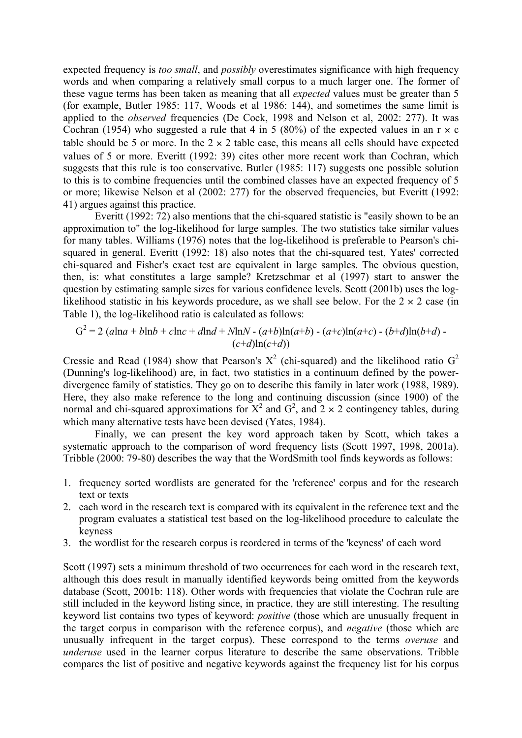expected frequency is *too small*, and *possibly* overestimates significance with high frequency words and when comparing a relatively small corpus to a much larger one. The former of these vague terms has been taken as meaning that all *expected* values must be greater than 5 (for example, Butler 1985: 117, Woods et al 1986: 144), and sometimes the same limit is applied to the *observed* frequencies (De Cock, 1998 and Nelson et al, 2002: 277). It was Cochran (1954) who suggested a rule that 4 in 5 (80%) of the expected values in an r × c table should be 5 or more. In the 2 × 2 table case, this means all cells should have expected values of 5 or more. Everitt (1992: 39) cites other more recent work than Cochran, which suggests that this rule is too conservative. Butler (1985: 117) suggests one possible solution to this is to combine frequencies until the combined classes have an expected frequency of 5 or more; likewise Nelson et al (2002: 277) for the observed frequencies, but Everitt (1992: 41) argues against this practice.

Everitt (1992: 72) also mentions that the chi-squared statistic is "easily shown to be an approximation to" the log-likelihood for large samples. The two statistics take similar values for many tables. Williams (1976) notes that the log-likelihood is preferable to Pearson's chi-squared in general. Everitt (1992: 18) also notes that the chi-squared test, Yates' corrected chi-squared and Fisher's exact test are equivalent in large samples. The obvious question, then, is: what constitutes a large sample? Kretzschmar et al (1997) start to answer the question by estimating sample sizes for various confidence levels. Scott (2001b) uses the log-likelihood statistic in his keywords procedure, as we shall see below. For the 2 × 2 case (in Table 1), the log-likelihood ratio is calculated as follows:

$$G^2 = 2\,(a\ln a + b\ln b + c\ln c + d\ln d + N\ln N - (a+b)\ln(a+b) - (a+c)\ln(a+c) - (b+d)\ln(b+d) - (c+d)\ln(c+d))$$

Cressie and Read (1984) show that Pearson's $X^2$ (chi-squared) and the likelihood ratio $G^2$ (Dunning's log-likelihood) are, in fact, two statistics in a continuum defined by the power-divergence family of statistics. They go on to describe this family in later work (1988, 1989). Here, they also make reference to the long and continuing discussion (since 1900) of the normal and chi-squared approximations for $X^2$ and $G^2$, and 2 × 2 contingency tables, during which many alternative tests have been devised (Yates, 1984).

Finally, we can present the key word approach taken by Scott, which takes a systematic approach to the comparison of word frequency lists (Scott 1997, 1998, 2001a). Tribble (2000: 79-80) describes the way that the WordSmith tool finds keywords as follows:

1. frequency sorted wordlists are generated for the 'reference' corpus and for the research text or texts
2. each word in the research text is compared with its equivalent in the reference text and the program evaluates a statistical test based on the log-likelihood procedure to calculate the keyness
3. the wordlist for the research corpus is reordered in terms of the 'keyness' of each word

Scott (1997) sets a minimum threshold of two occurrences for each word in the research text, although this does result in manually identified keywords being omitted from the keywords database (Scott, 2001b: 118). Other words with frequencies that violate the Cochran rule are still included in the keyword listing since, in practice, they are still interesting. The resulting keyword list contains two types of keyword: *positive* (those which are unusually frequent in the target corpus in comparison with the reference corpus), and *negative* (those which are unusually infrequent in the target corpus). These correspond to the terms *overuse* and *underuse* used in the learner corpus literature to describe the same observations. Tribble compares the list of positive and negative keywords against the frequency list for his corpus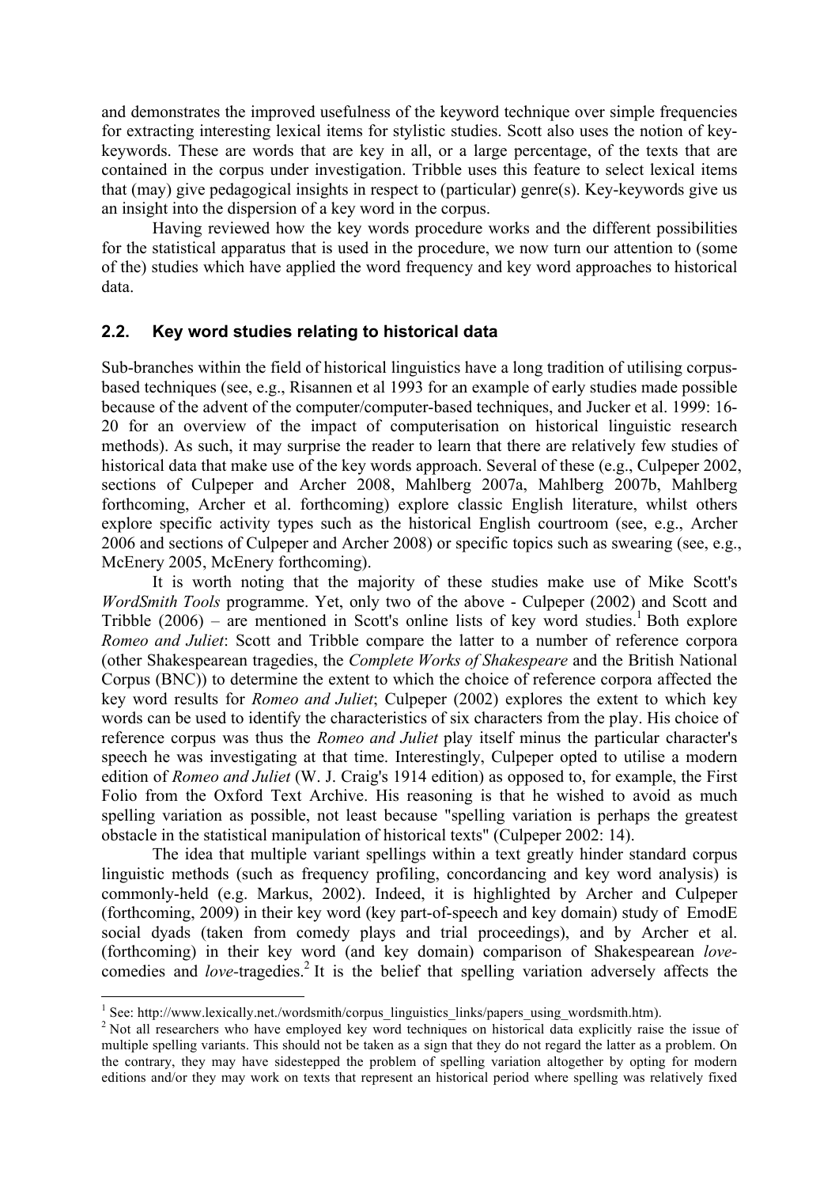and demonstrates the improved usefulness of the keyword technique over simple frequencies for extracting interesting lexical items for stylistic studies. Scott also uses the notion of key-keywords. These are words that are key in all, or a large percentage, of the texts that are contained in the corpus under investigation. Tribble uses this feature to select lexical items that (may) give pedagogical insights in respect to (particular) genre(s). Key-keywords give us an insight into the dispersion of a key word in the corpus.

Having reviewed how the key words procedure works and the different possibilities for the statistical apparatus that is used in the procedure, we now turn our attention to (some of the) studies which have applied the word frequency and key word approaches to historical data.

## 2.2. Key word studies relating to historical data

Sub-branches within the field of historical linguistics have a long tradition of utilising corpus-based techniques (see, e.g., Risannen et al 1993 for an example of early studies made possible because of the advent of the computer/computer-based techniques, and Jucker et al. 1999: 16-20 for an overview of the impact of computerisation on historical linguistic research methods). As such, it may surprise the reader to learn that there are relatively few studies of historical data that make use of the key words approach. Several of these (e.g., Culpeper 2002, sections of Culpeper and Archer 2008, Mahlberg 2007a, Mahlberg 2007b, Mahlberg forthcoming, Archer et al. forthcoming) explore classic English literature, whilst others explore specific activity types such as the historical English courtroom (see, e.g., Archer 2006 and sections of Culpeper and Archer 2008) or specific topics such as swearing (see, e.g., McEnery 2005, McEnery forthcoming).

It is worth noting that the majority of these studies make use of Mike Scott's *WordSmith Tools* programme. Yet, only two of the above - Culpeper (2002) and Scott and Tribble (2006) – are mentioned in Scott's online lists of key word studies.[1] Both explore *Romeo and Juliet*: Scott and Tribble compare the latter to a number of reference corpora (other Shakespearean tragedies, the *Complete Works of Shakespeare* and the British National Corpus (BNC)) to determine the extent to which the choice of reference corpora affected the key word results for *Romeo and Juliet*; Culpeper (2002) explores the extent to which key words can be used to identify the characteristics of six characters from the play. His choice of reference corpus was thus the *Romeo and Juliet* play itself minus the particular character's speech he was investigating at that time. Interestingly, Culpeper opted to utilise a modern edition of *Romeo and Juliet* (W. J. Craig's 1914 edition) as opposed to, for example, the First Folio from the Oxford Text Archive. His reasoning is that he wished to avoid as much spelling variation as possible, not least because "spelling variation is perhaps the greatest obstacle in the statistical manipulation of historical texts" (Culpeper 2002: 14).

The idea that multiple variant spellings within a text greatly hinder standard corpus linguistic methods (such as frequency profiling, concordancing and key word analysis) is commonly-held (e.g. Markus, 2002). Indeed, it is highlighted by Archer and Culpeper (forthcoming, 2009) in their key word (key part-of-speech and key domain) study of EmodE social dyads (taken from comedy plays and trial proceedings), and by Archer et al. (forthcoming) in their key word (and key domain) comparison of Shakespearean *love*-comedies and *love*-tragedies.[2] It is the belief that spelling variation adversely affects the

---

[1] See: http://www.lexically.net./wordsmith/corpus_linguistics_links/papers_using_wordsmith.htm).

[2] Not all researchers who have employed key word techniques on historical data explicitly raise the issue of multiple spelling variants. This should not be taken as a sign that they do not regard the latter as a problem. On the contrary, they may have sidestepped the problem of spelling variation altogether by opting for modern editions and/or they may work on texts that represent an historical period where spelling was relatively fixed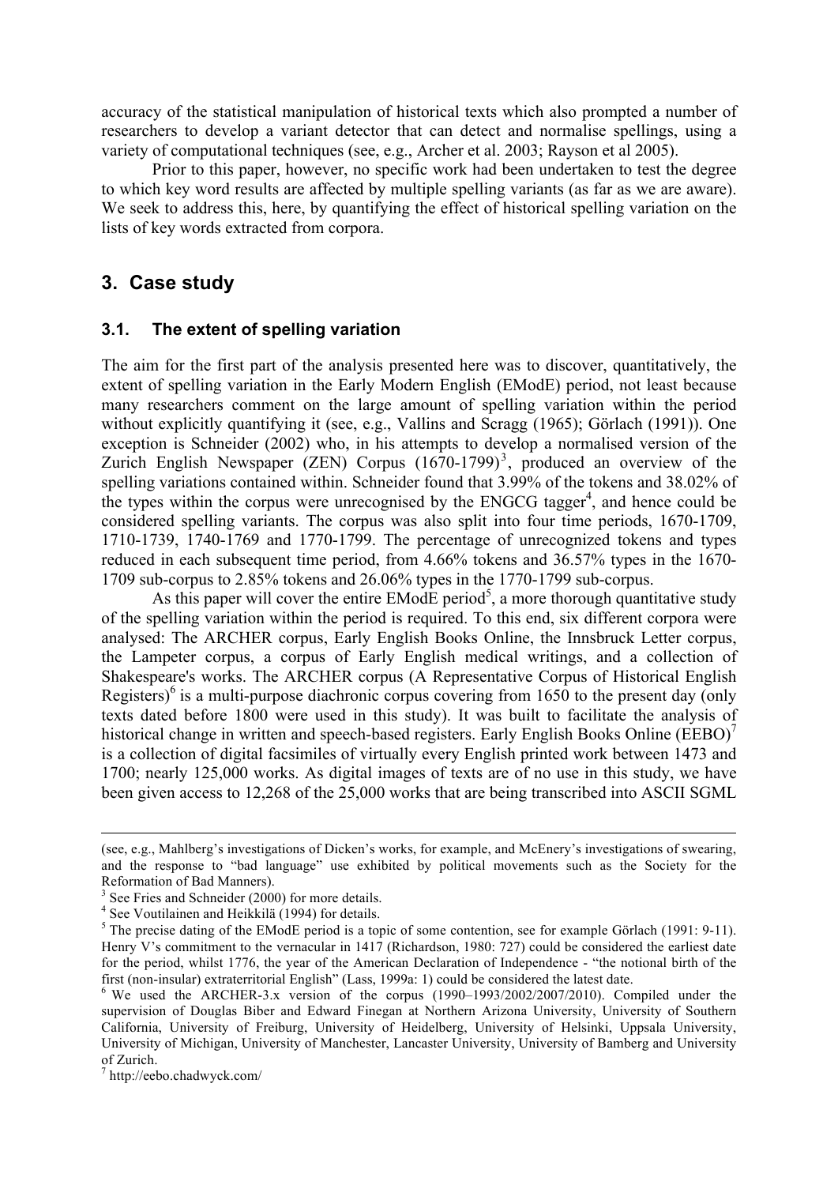accuracy of the statistical manipulation of historical texts which also prompted a number of researchers to develop a variant detector that can detect and normalise spellings, using a variety of computational techniques (see, e.g., Archer et al. 2003; Rayson et al 2005).

Prior to this paper, however, no specific work had been undertaken to test the degree to which key word results are affected by multiple spelling variants (as far as we are aware). We seek to address this, here, by quantifying the effect of historical spelling variation on the lists of key words extracted from corpora.

## 3. Case study

### 3.1. The extent of spelling variation

The aim for the first part of the analysis presented here was to discover, quantitatively, the extent of spelling variation in the Early Modern English (EModE) period, not least because many researchers comment on the large amount of spelling variation within the period without explicitly quantifying it (see, e.g., Vallins and Scragg (1965); Görlach (1991)). One exception is Schneider (2002) who, in his attempts to develop a normalised version of the Zurich English Newspaper (ZEN) Corpus (1670-1799)[3], produced an overview of the spelling variations contained within. Schneider found that 3.99% of the tokens and 38.02% of the types within the corpus were unrecognised by the ENGCG tagger[4], and hence could be considered spelling variants. The corpus was also split into four time periods, 1670-1709, 1710-1739, 1740-1769 and 1770-1799. The percentage of unrecognized tokens and types reduced in each subsequent time period, from 4.66% tokens and 36.57% types in the 1670-1709 sub-corpus to 2.85% tokens and 26.06% types in the 1770-1799 sub-corpus.

As this paper will cover the entire EModE period[5], a more thorough quantitative study of the spelling variation within the period is required. To this end, six different corpora were analysed: The ARCHER corpus, Early English Books Online, the Innsbruck Letter corpus, the Lampeter corpus, a corpus of Early English medical writings, and a collection of Shakespeare's works. The ARCHER corpus (A Representative Corpus of Historical English Registers)[6] is a multi-purpose diachronic corpus covering from 1650 to the present day (only texts dated before 1800 were used in this study). It was built to facilitate the analysis of historical change in written and speech-based registers. Early English Books Online (EEBO)[7] is a collection of digital facsimiles of virtually every English printed work between 1473 and 1700; nearly 125,000 works. As digital images of texts are of no use in this study, we have been given access to 12,268 of the 25,000 works that are being transcribed into ASCII SGML

---

(see, e.g., Mahlberg's investigations of Dicken's works, for example, and McEnery's investigations of swearing, and the response to "bad language" use exhibited by political movements such as the Society for the Reformation of Bad Manners).

[3] See Fries and Schneider (2000) for more details.

[4] See Voutilainen and Heikkilä (1994) for details.

[5] The precise dating of the EModE period is a topic of some contention, see for example Görlach (1991: 9-11). Henry V's commitment to the vernacular in 1417 (Richardson, 1980: 727) could be considered the earliest date for the period, whilst 1776, the year of the American Declaration of Independence - "the notional birth of the first (non-insular) extraterritorial English" (Lass, 1999a: 1) could be considered the latest date.

[6] We used the ARCHER-3.x version of the corpus (1990–1993/2002/2007/2010). Compiled under the supervision of Douglas Biber and Edward Finegan at Northern Arizona University, University of Southern California, University of Freiburg, University of Heidelberg, University of Helsinki, Uppsala University, University of Michigan, University of Manchester, Lancaster University, University of Bamberg and University of Zurich.

[7] http://eebo.chadwyck.com/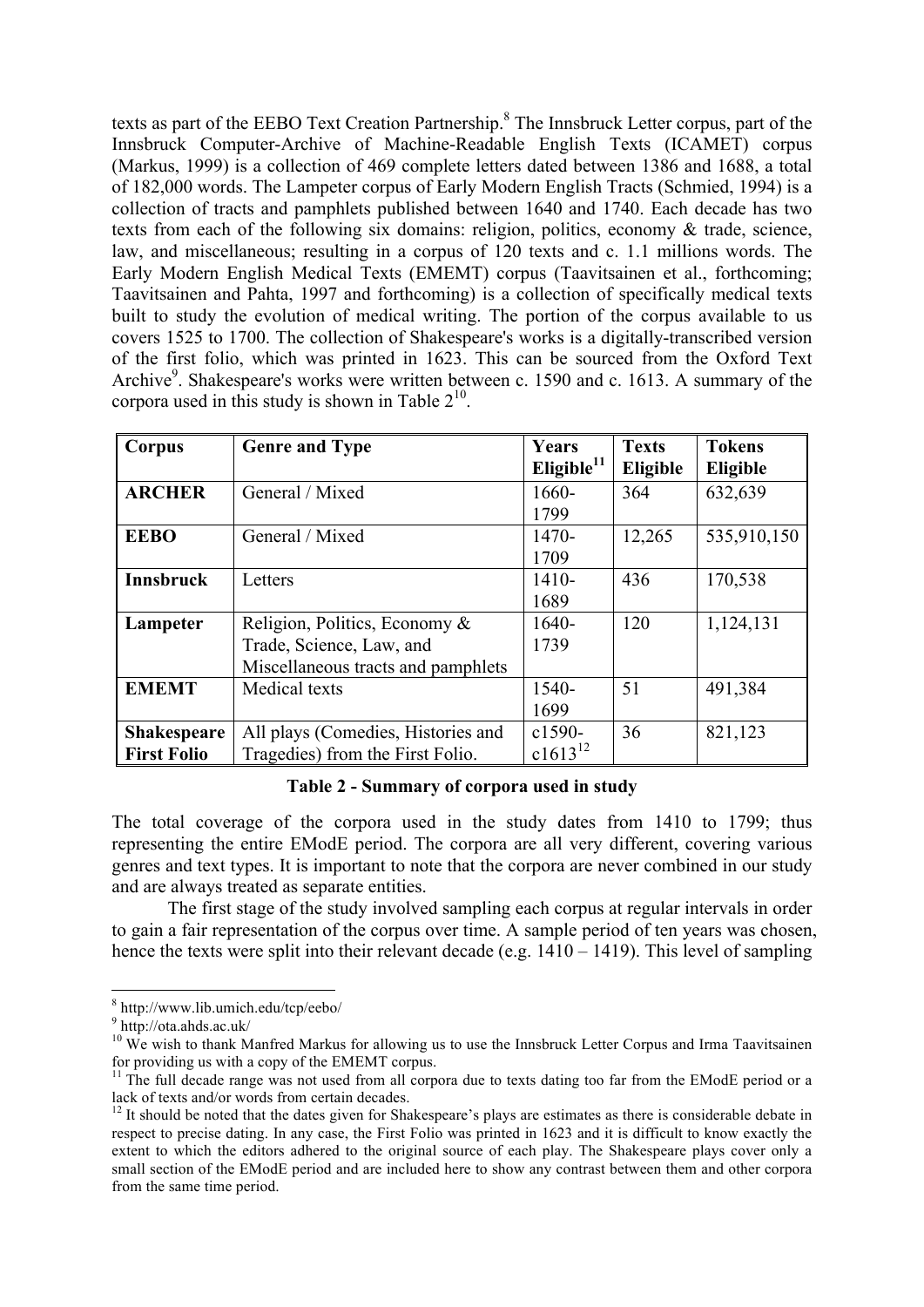texts as part of the EEBO Text Creation Partnership.[8] The Innsbruck Letter corpus, part of the Innsbruck Computer-Archive of Machine-Readable English Texts (ICAMET) corpus (Markus, 1999) is a collection of 469 complete letters dated between 1386 and 1688, a total of 182,000 words. The Lampeter corpus of Early Modern English Tracts (Schmied, 1994) is a collection of tracts and pamphlets published between 1640 and 1740. Each decade has two texts from each of the following six domains: religion, politics, economy & trade, science, law, and miscellaneous; resulting in a corpus of 120 texts and c. 1.1 millions words. The Early Modern English Medical Texts (EMEMT) corpus (Taavitsainen et al., forthcoming; Taavitsainen and Pahta, 1997 and forthcoming) is a collection of specifically medical texts built to study the evolution of medical writing. The portion of the corpus available to us covers 1525 to 1700. The collection of Shakespeare's works is a digitally-transcribed version of the first folio, which was printed in 1623. This can be sourced from the Oxford Text Archive[9]. Shakespeare's works were written between c. 1590 and c. 1613. A summary of the corpora used in this study is shown in Table 2[10].

| Corpus | Genre and Type | Years Eligible[11] | Texts Eligible | Tokens Eligible |
|---|---|---|---|---|
| **ARCHER** | General / Mixed | 1660-1799 | 364 | 632,639 |
| **EEBO** | General / Mixed | 1470-1709 | 12,265 | 535,910,150 |
| **Innsbruck** | Letters | 1410-1689 | 436 | 170,538 |
| **Lampeter** | Religion, Politics, Economy & Trade, Science, Law, and Miscellaneous tracts and pamphlets | 1640-1739 | 120 | 1,124,131 |
| **EMEMT** | Medical texts | 1540-1699 | 51 | 491,384 |
| **Shakespeare First Folio** | All plays (Comedies, Histories and Tragedies) from the First Folio. | c1590-c1613[12] | 36 | 821,123 |

**Table 2 - Summary of corpora used in study**

The total coverage of the corpora used in the study dates from 1410 to 1799; thus representing the entire EModE period. The corpora are all very different, covering various genres and text types. It is important to note that the corpora are never combined in our study and are always treated as separate entities.

The first stage of the study involved sampling each corpus at regular intervals in order to gain a fair representation of the corpus over time. A sample period of ten years was chosen, hence the texts were split into their relevant decade (e.g. 1410 – 1419). This level of sampling

---

[8] http://www.lib.umich.edu/tcp/eebo/

[9] http://ota.ahds.ac.uk/

[10] We wish to thank Manfred Markus for allowing us to use the Innsbruck Letter Corpus and Irma Taavitsainen for providing us with a copy of the EMEMT corpus.

[11] The full decade range was not used from all corpora due to texts dating too far from the EModE period or a lack of texts and/or words from certain decades.

[12] It should be noted that the dates given for Shakespeare's plays are estimates as there is considerable debate in respect to precise dating. In any case, the First Folio was printed in 1623 and it is difficult to know exactly the extent to which the editors adhered to the original source of each play. The Shakespeare plays cover only a small section of the EModE period and are included here to show any contrast between them and other corpora from the same time period.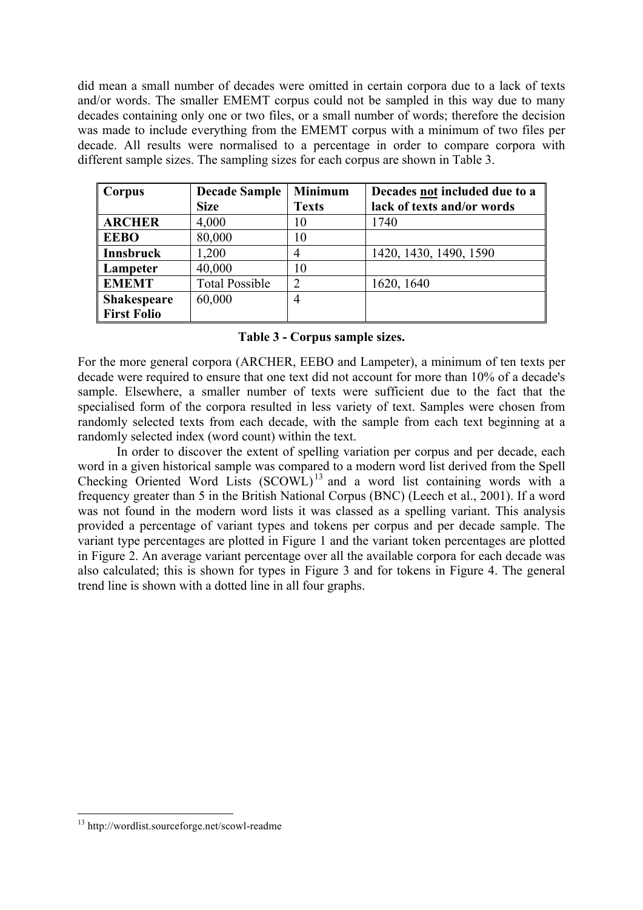did mean a small number of decades were omitted in certain corpora due to a lack of texts and/or words. The smaller EMEMT corpus could not be sampled in this way due to many decades containing only one or two files, or a small number of words; therefore the decision was made to include everything from the EMEMT corpus with a minimum of two files per decade. All results were normalised to a percentage in order to compare corpora with different sample sizes. The sampling sizes for each corpus are shown in Table 3.

| Corpus | Decade Sample Size | Minimum Texts | Decades not included due to a lack of texts and/or words |
|---|---|---|---|
| **ARCHER** | 4,000 | 10 | 1740 |
| **EEBO** | 80,000 | 10 | |
| **Innsbruck** | 1,200 | 4 | 1420, 1430, 1490, 1590 |
| **Lampeter** | 40,000 | 10 | |
| **EMEMT** | Total Possible | 2 | 1620, 1640 |
| **Shakespeare First Folio** | 60,000 | 4 | |

**Table 3 - Corpus sample sizes.**

For the more general corpora (ARCHER, EEBO and Lampeter), a minimum of ten texts per decade were required to ensure that one text did not account for more than 10% of a decade's sample. Elsewhere, a smaller number of texts were sufficient due to the fact that the specialised form of the corpora resulted in less variety of text. Samples were chosen from randomly selected texts from each decade, with the sample from each text beginning at a randomly selected index (word count) within the text.

In order to discover the extent of spelling variation per corpus and per decade, each word in a given historical sample was compared to a modern word list derived from the Spell Checking Oriented Word Lists (SCOWL)[13] and a word list containing words with a frequency greater than 5 in the British National Corpus (BNC) (Leech et al., 2001). If a word was not found in the modern word lists it was classed as a spelling variant. This analysis provided a percentage of variant types and tokens per corpus and per decade sample. The variant type percentages are plotted in Figure 1 and the variant token percentages are plotted in Figure 2. An average variant percentage over all the available corpora for each decade was also calculated; this is shown for types in Figure 3 and for tokens in Figure 4. The general trend line is shown with a dotted line in all four graphs.

[13] http://wordlist.sourceforge.net/scowl-readme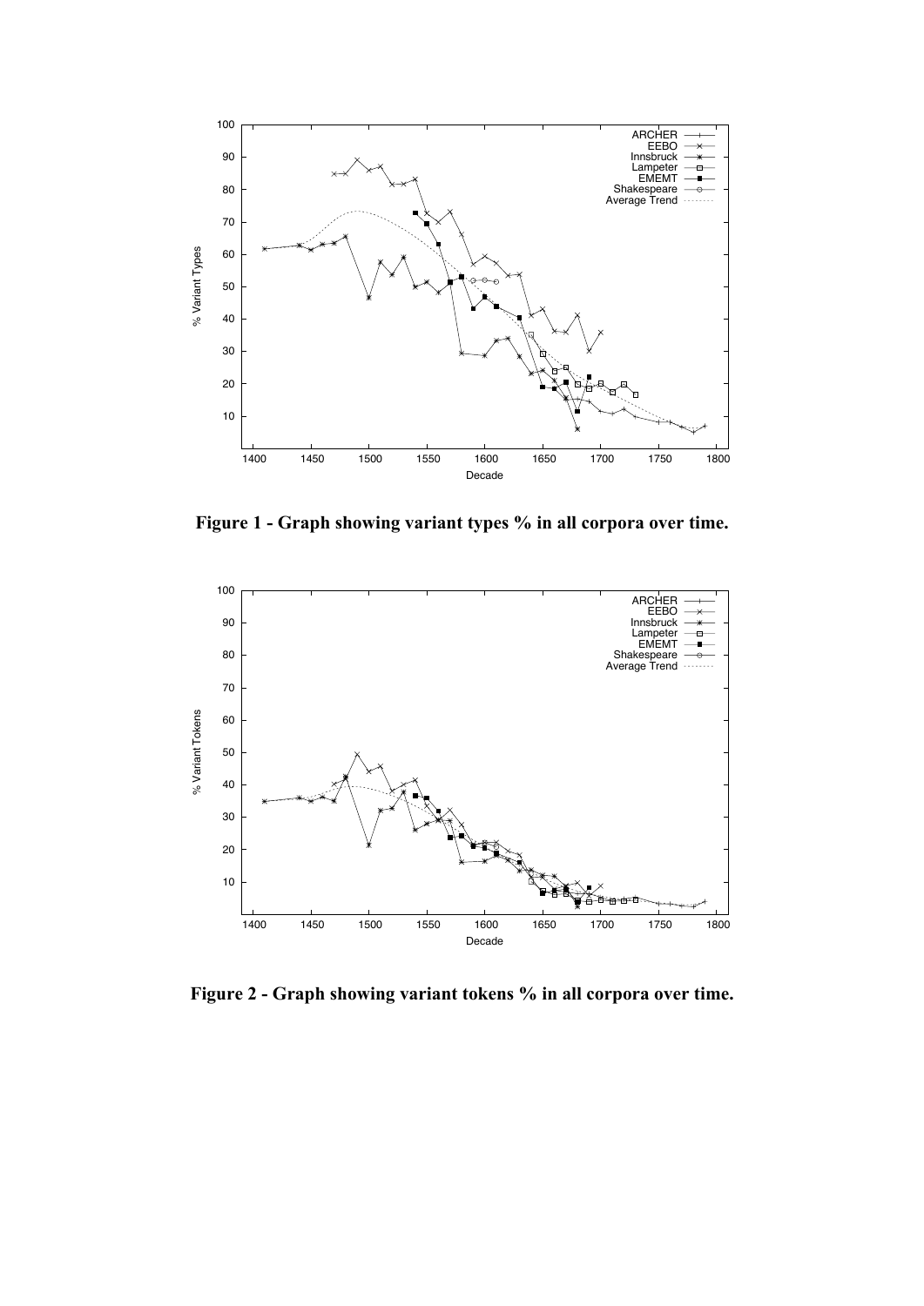**Figure 1 - Graph showing variant types % in all corpora over time.**

**Figure 2 - Graph showing variant tokens % in all corpora over time.**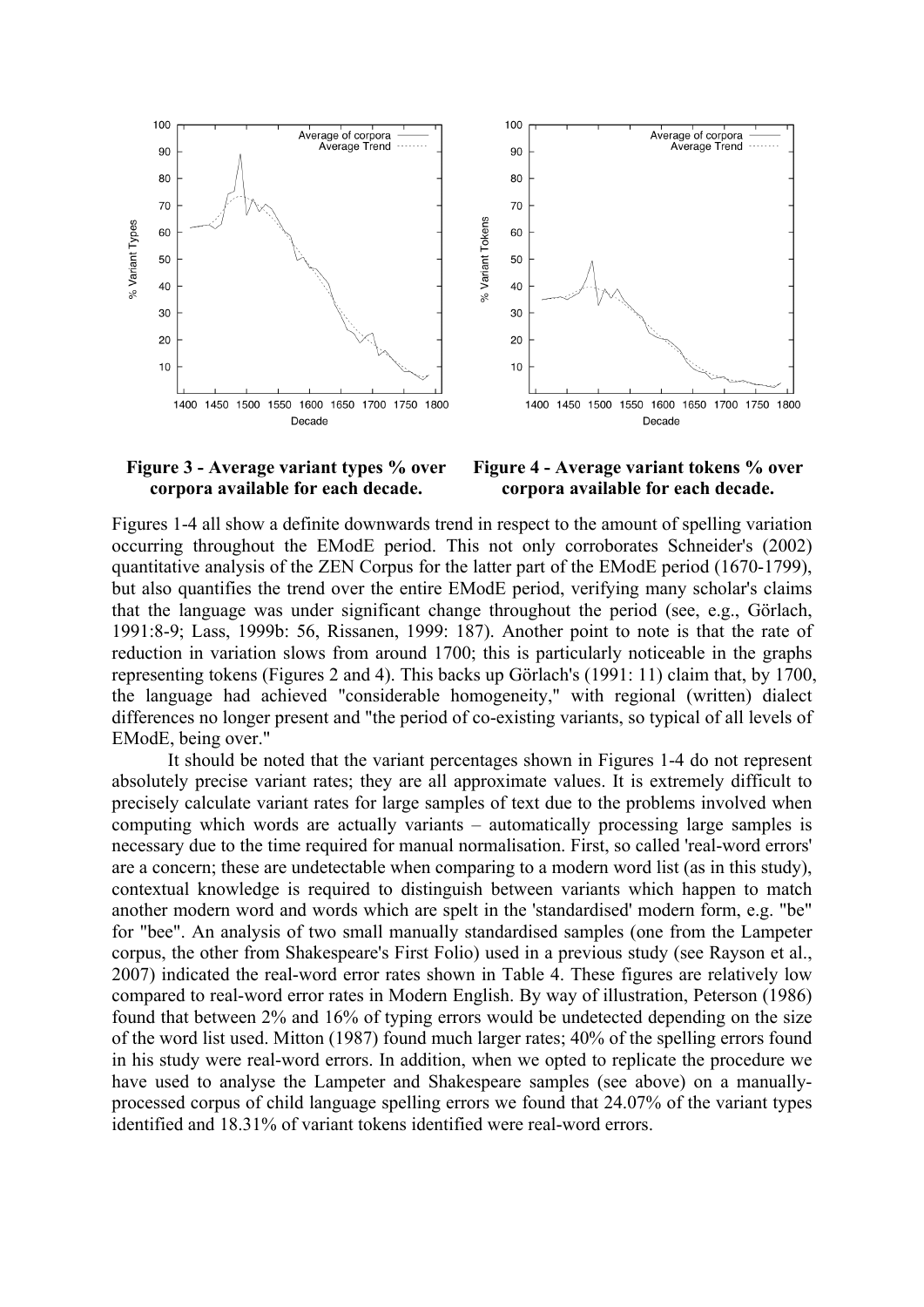**Figure 3 - Average variant types % over corpora available for each decade.**

**Figure 4 - Average variant tokens % over corpora available for each decade.**

Figures 1-4 all show a definite downwards trend in respect to the amount of spelling variation occurring throughout the EModE period. This not only corroborates Schneider's (2002) quantitative analysis of the ZEN Corpus for the latter part of the EModE period (1670-1799), but also quantifies the trend over the entire EModE period, verifying many scholar's claims that the language was under significant change throughout the period (see, e.g., Görlach, 1991:8-9; Lass, 1999b: 56, Rissanen, 1999: 187). Another point to note is that the rate of reduction in variation slows from around 1700; this is particularly noticeable in the graphs representing tokens (Figures 2 and 4). This backs up Görlach's (1991: 11) claim that, by 1700, the language had achieved "considerable homogeneity," with regional (written) dialect differences no longer present and "the period of co-existing variants, so typical of all levels of EModE, being over."

It should be noted that the variant percentages shown in Figures 1-4 do not represent absolutely precise variant rates; they are all approximate values. It is extremely difficult to precisely calculate variant rates for large samples of text due to the problems involved when computing which words are actually variants – automatically processing large samples is necessary due to the time required for manual normalisation. First, so called 'real-word errors' are a concern; these are undetectable when comparing to a modern word list (as in this study), contextual knowledge is required to distinguish between variants which happen to match another modern word and words which are spelt in the 'standardised' modern form, e.g. "be" for "bee". An analysis of two small manually standardised samples (one from the Lampeter corpus, the other from Shakespeare's First Folio) used in a previous study (see Rayson et al., 2007) indicated the real-word error rates shown in Table 4. These figures are relatively low compared to real-word error rates in Modern English. By way of illustration, Peterson (1986) found that between 2% and 16% of typing errors would be undetected depending on the size of the word list used. Mitton (1987) found much larger rates; 40% of the spelling errors found in his study were real-word errors. In addition, when we opted to replicate the procedure we have used to analyse the Lampeter and Shakespeare samples (see above) on a manually-processed corpus of child language spelling errors we found that 24.07% of the variant types identified and 18.31% of variant tokens identified were real-word errors.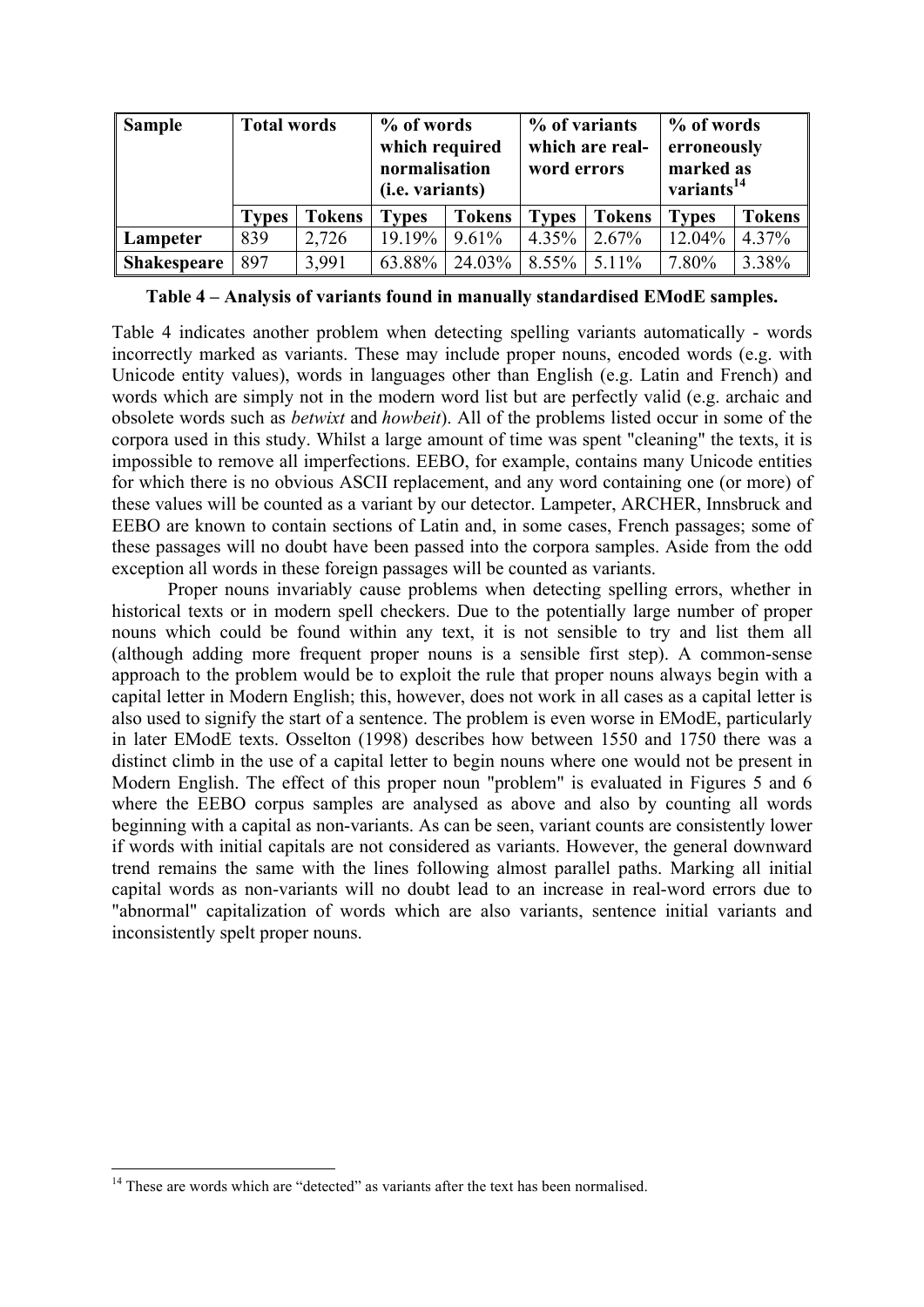| Sample | Total words | | % of words which required normalisation (i.e. variants) | | % of variants which are real-word errors | | % of words erroneously marked as variants[14] | |
|---|---|---|---|---|---|---|---|---|
| | **Types** | **Tokens** | **Types** | **Tokens** | **Types** | **Tokens** | **Types** | **Tokens** |
| **Lampeter** | 839 | 2,726 | 19.19% | 9.61% | 4.35% | 2.67% | 12.04% | 4.37% |
| **Shakespeare** | 897 | 3,991 | 63.88% | 24.03% | 8.55% | 5.11% | 7.80% | 3.38% |

**Table 4 – Analysis of variants found in manually standardised EModE samples.**

Table 4 indicates another problem when detecting spelling variants automatically - words incorrectly marked as variants. These may include proper nouns, encoded words (e.g. with Unicode entity values), words in languages other than English (e.g. Latin and French) and words which are simply not in the modern word list but are perfectly valid (e.g. archaic and obsolete words such as *betwixt* and *howbeit*). All of the problems listed occur in some of the corpora used in this study. Whilst a large amount of time was spent "cleaning" the texts, it is impossible to remove all imperfections. EEBO, for example, contains many Unicode entities for which there is no obvious ASCII replacement, and any word containing one (or more) of these values will be counted as a variant by our detector. Lampeter, ARCHER, Innsbruck and EEBO are known to contain sections of Latin and, in some cases, French passages; some of these passages will no doubt have been passed into the corpora samples. Aside from the odd exception all words in these foreign passages will be counted as variants.

Proper nouns invariably cause problems when detecting spelling errors, whether in historical texts or in modern spell checkers. Due to the potentially large number of proper nouns which could be found within any text, it is not sensible to try and list them all (although adding more frequent proper nouns is a sensible first step). A common-sense approach to the problem would be to exploit the rule that proper nouns always begin with a capital letter in Modern English; this, however, does not work in all cases as a capital letter is also used to signify the start of a sentence. The problem is even worse in EModE, particularly in later EModE texts. Osselton (1998) describes how between 1550 and 1750 there was a distinct climb in the use of a capital letter to begin nouns where one would not be present in Modern English. The effect of this proper noun "problem" is evaluated in Figures 5 and 6 where the EEBO corpus samples are analysed as above and also by counting all words beginning with a capital as non-variants. As can be seen, variant counts are consistently lower if words with initial capitals are not considered as variants. However, the general downward trend remains the same with the lines following almost parallel paths. Marking all initial capital words as non-variants will no doubt lead to an increase in real-word errors due to "abnormal" capitalization of words which are also variants, sentence initial variants and inconsistently spelt proper nouns.

[14] These are words which are "detected" as variants after the text has been normalised.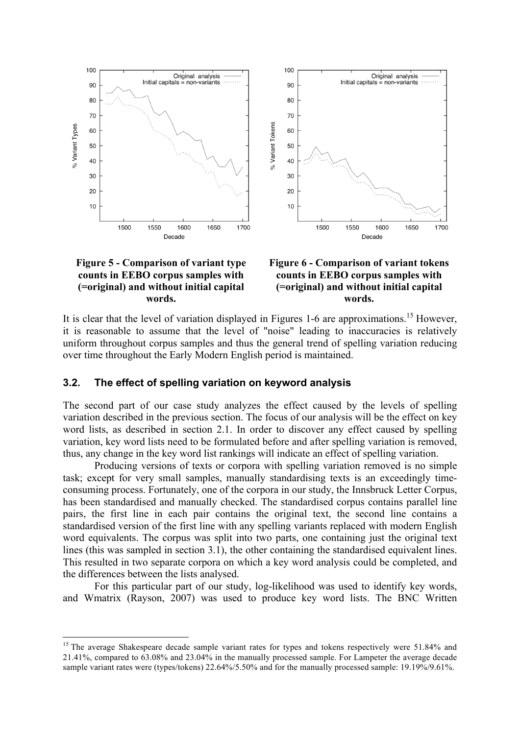**Figure 5 - Comparison of variant type counts in EEBO corpus samples with (=original) and without initial capital words.**

**Figure 6 - Comparison of variant tokens counts in EEBO corpus samples with (=original) and without initial capital words.**

It is clear that the level of variation displayed in Figures 1-6 are approximations.[15] However, it is reasonable to assume that the level of "noise" leading to inaccuracies is relatively uniform throughout corpus samples and thus the general trend of spelling variation reducing over time throughout the Early Modern English period is maintained.

### 3.2. The effect of spelling variation on keyword analysis

The second part of our case study analyzes the effect caused by the levels of spelling variation described in the previous section. The focus of our analysis will be the effect on key word lists, as described in section 2.1. In order to discover any effect caused by spelling variation, key word lists need to be formulated before and after spelling variation is removed, thus, any change in the key word list rankings will indicate an effect of spelling variation.

Producing versions of texts or corpora with spelling variation removed is no simple task; except for very small samples, manually standardising texts is an exceedingly time-consuming process. Fortunately, one of the corpora in our study, the Innsbruck Letter Corpus, has been standardised and manually checked. The standardised corpus contains parallel line pairs, the first line in each pair contains the original text, the second line contains a standardised version of the first line with any spelling variants replaced with modern English word equivalents. The corpus was split into two parts, one containing just the original text lines (this was sampled in section 3.1), the other containing the standardised equivalent lines. This resulted in two separate corpora on which a key word analysis could be completed, and the differences between the lists analysed.

For this particular part of our study, log-likelihood was used to identify key words, and Wmatrix (Rayson, 2007) was used to produce key word lists. The BNC Written

[15] The average Shakespeare decade sample variant rates for types and tokens respectively were 51.84% and 21.41%, compared to 63.08% and 23.04% in the manually processed sample. For Lampeter the average decade sample variant rates were (types/tokens) 22.64%/5.50% and for the manually processed sample: 19.19%/9.61%.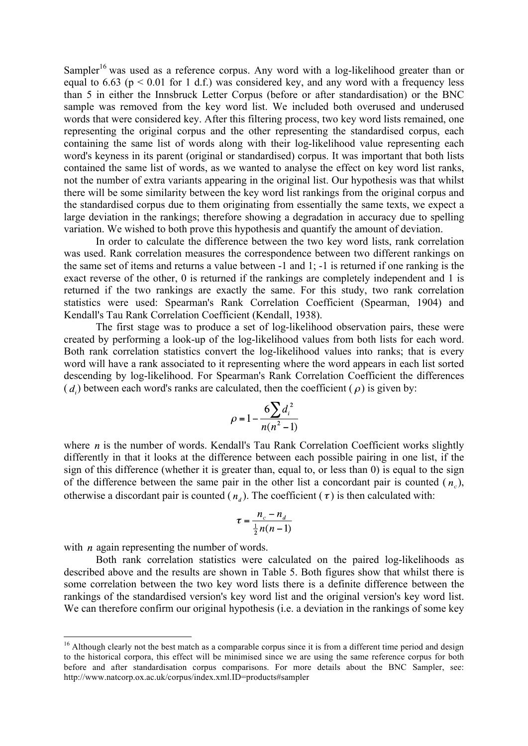Sampler[16] was used as a reference corpus. Any word with a log-likelihood greater than or equal to 6.63 ($p < 0.01$ for 1 d.f.) was considered key, and any word with a frequency less than 5 in either the Innsbruck Letter Corpus (before or after standardisation) or the BNC sample was removed from the key word list. We included both overused and underused words that were considered key. After this filtering process, two key word lists remained, one representing the original corpus and the other representing the standardised corpus, each containing the same list of words along with their log-likelihood value representing each word's keyness in its parent (original or standardised) corpus. It was important that both lists contained the same list of words, as we wanted to analyse the effect on key word list ranks, not the number of extra variants appearing in the original list. Our hypothesis was that whilst there will be some similarity between the key word list rankings from the original corpus and the standardised corpus due to them originating from essentially the same texts, we expect a large deviation in the rankings; therefore showing a degradation in accuracy due to spelling variation. We wished to both prove this hypothesis and quantify the amount of deviation.

In order to calculate the difference between the two key word lists, rank correlation was used. Rank correlation measures the correspondence between two different rankings on the same set of items and returns a value between -1 and 1; -1 is returned if one ranking is the exact reverse of the other, 0 is returned if the rankings are completely independent and 1 is returned if the two rankings are exactly the same. For this study, two rank correlation statistics were used: Spearman's Rank Correlation Coefficient (Spearman, 1904) and Kendall's Tau Rank Correlation Coefficient (Kendall, 1938).

The first stage was to produce a set of log-likelihood observation pairs, these were created by performing a look-up of the log-likelihood values from both lists for each word. Both rank correlation statistics convert the log-likelihood values into ranks; that is every word will have a rank associated to it representing where the word appears in each list sorted descending by log-likelihood. For Spearman's Rank Correlation Coefficient the differences ($d_i$) between each word's ranks are calculated, then the coefficient ($\rho$) is given by:

$$\rho = 1 - \frac{6\sum d_i^2}{n(n^2 - 1)}$$

where $n$ is the number of words. Kendall's Tau Rank Correlation Coefficient works slightly differently in that it looks at the difference between each possible pairing in one list, if the sign of this difference (whether it is greater than, equal to, or less than 0) is equal to the sign of the difference between the same pair in the other list a concordant pair is counted ($n_c$), otherwise a discordant pair is counted ($n_d$). The coefficient ($\tau$) is then calculated with:

$$\tau = \frac{n_c - n_d}{\frac{1}{2}n(n-1)}$$

with $n$ again representing the number of words.

Both rank correlation statistics were calculated on the paired log-likelihoods as described above and the results are shown in Table 5. Both figures show that whilst there is some correlation between the two key word lists there is a definite difference between the rankings of the standardised version's key word list and the original version's key word list. We can therefore confirm our original hypothesis (i.e. a deviation in the rankings of some key

[16] Although clearly not the best match as a comparable corpus since it is from a different time period and design to the historical corpora, this effect will be minimised since we are using the same reference corpus for both before and after standardisation corpus comparisons. For more details about the BNC Sampler, see: http://www.natcorp.ox.ac.uk/corpus/index.xml.ID=products#sampler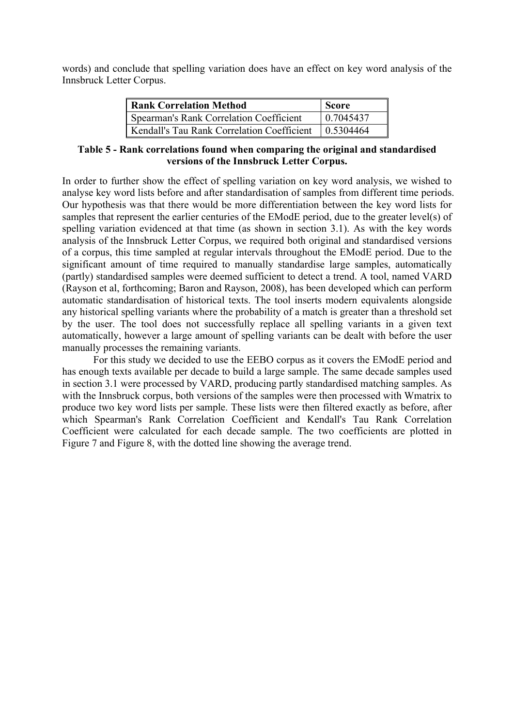words) and conclude that spelling variation does have an effect on key word analysis of the Innsbruck Letter Corpus.

| Rank Correlation Method | Score |
|---|---|
| Spearman's Rank Correlation Coefficient | 0.7045437 |
| Kendall's Tau Rank Correlation Coefficient | 0.5304464 |

**Table 5 - Rank correlations found when comparing the original and standardised versions of the Innsbruck Letter Corpus.**

In order to further show the effect of spelling variation on key word analysis, we wished to analyse key word lists before and after standardisation of samples from different time periods. Our hypothesis was that there would be more differentiation between the key word lists for samples that represent the earlier centuries of the EModE period, due to the greater level(s) of spelling variation evidenced at that time (as shown in section 3.1). As with the key words analysis of the Innsbruck Letter Corpus, we required both original and standardised versions of a corpus, this time sampled at regular intervals throughout the EModE period. Due to the significant amount of time required to manually standardise large samples, automatically (partly) standardised samples were deemed sufficient to detect a trend. A tool, named VARD (Rayson et al, forthcoming; Baron and Rayson, 2008), has been developed which can perform automatic standardisation of historical texts. The tool inserts modern equivalents alongside any historical spelling variants where the probability of a match is greater than a threshold set by the user. The tool does not successfully replace all spelling variants in a given text automatically, however a large amount of spelling variants can be dealt with before the user manually processes the remaining variants.

For this study we decided to use the EEBO corpus as it covers the EModE period and has enough texts available per decade to build a large sample. The same decade samples used in section 3.1 were processed by VARD, producing partly standardised matching samples. As with the Innsbruck corpus, both versions of the samples were then processed with Wmatrix to produce two key word lists per sample. These lists were then filtered exactly as before, after which Spearman's Rank Correlation Coefficient and Kendall's Tau Rank Correlation Coefficient were calculated for each decade sample. The two coefficients are plotted in Figure 7 and Figure 8, with the dotted line showing the average trend.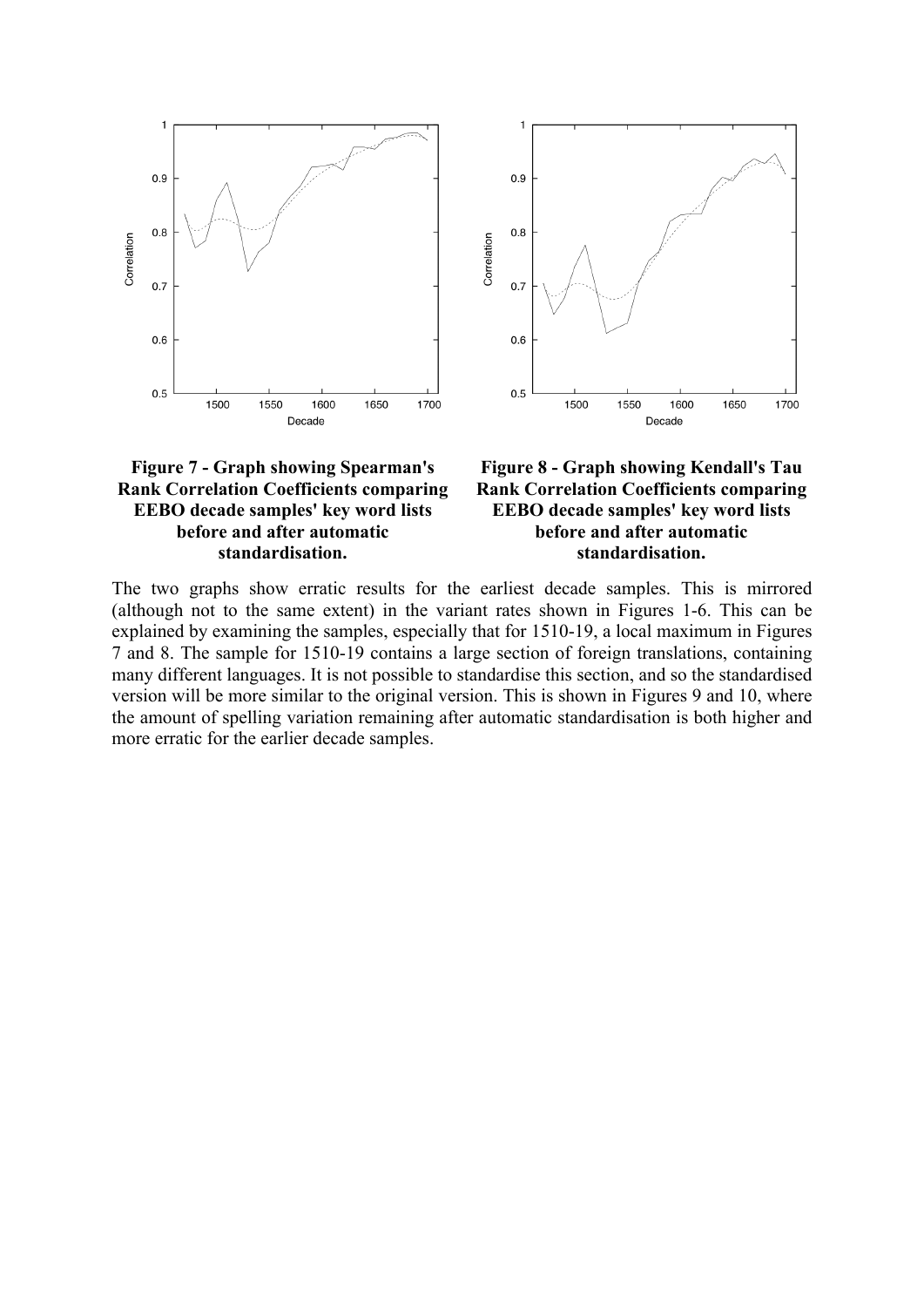**Figure 7 - Graph showing Spearman's Rank Correlation Coefficients comparing EEBO decade samples' key word lists before and after automatic standardisation.**

**Figure 8 - Graph showing Kendall's Tau Rank Correlation Coefficients comparing EEBO decade samples' key word lists before and after automatic standardisation.**

The two graphs show erratic results for the earliest decade samples. This is mirrored (although not to the same extent) in the variant rates shown in Figures 1-6. This can be explained by examining the samples, especially that for 1510-19, a local maximum in Figures 7 and 8. The sample for 1510-19 contains a large section of foreign translations, containing many different languages. It is not possible to standardise this section, and so the standardised version will be more similar to the original version. This is shown in Figures 9 and 10, where the amount of spelling variation remaining after automatic standardisation is both higher and more erratic for the earlier decade samples.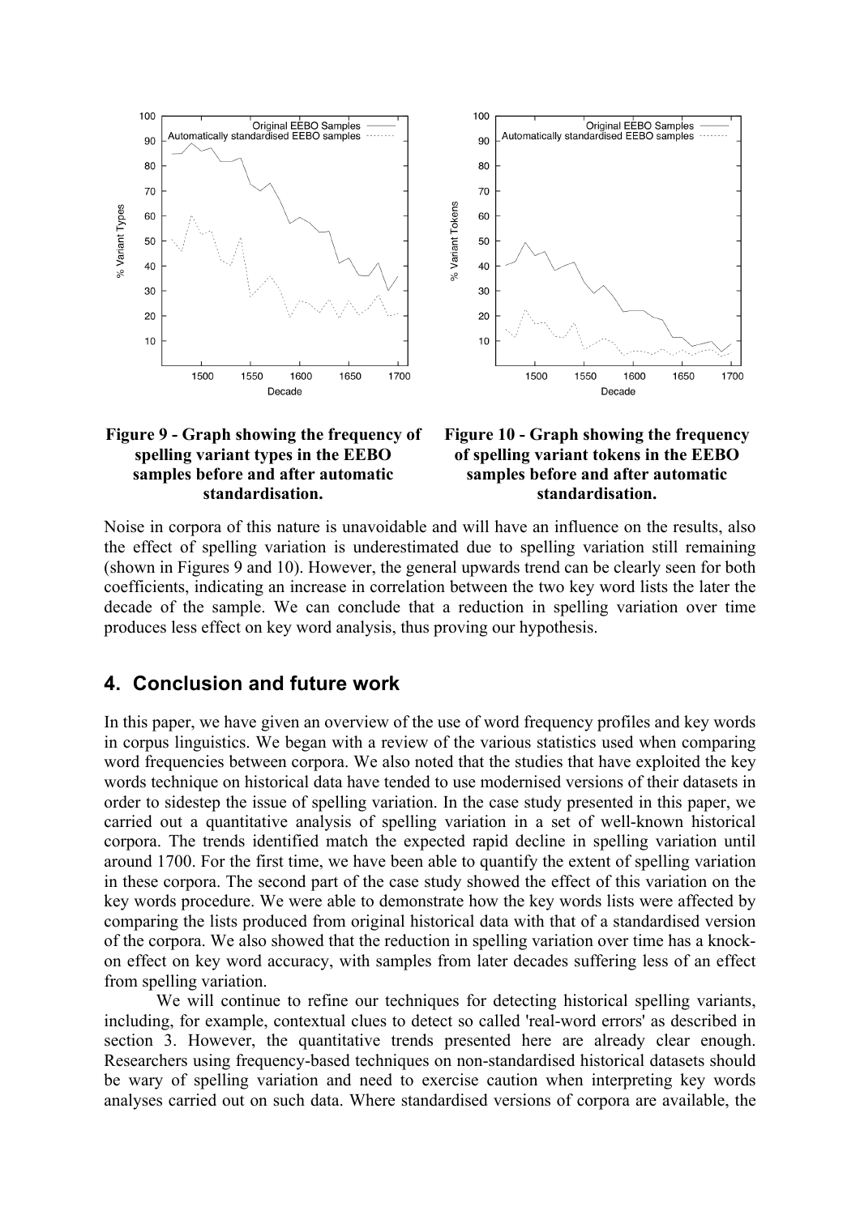Figure 9 - Graph showing the frequency of spelling variant types in the EEBO samples before and after automatic standardisation.

Figure 10 - Graph showing the frequency of spelling variant tokens in the EEBO samples before and after automatic standardisation.

Noise in corpora of this nature is unavoidable and will have an influence on the results, also the effect of spelling variation is underestimated due to spelling variation still remaining (shown in Figures 9 and 10). However, the general upwards trend can be clearly seen for both coefficients, indicating an increase in correlation between the two key word lists the later the decade of the sample. We can conclude that a reduction in spelling variation over time produces less effect on key word analysis, thus proving our hypothesis.

## 4. Conclusion and future work

In this paper, we have given an overview of the use of word frequency profiles and key words in corpus linguistics. We began with a review of the various statistics used when comparing word frequencies between corpora. We also noted that the studies that have exploited the key words technique on historical data have tended to use modernised versions of their datasets in order to sidestep the issue of spelling variation. In the case study presented in this paper, we carried out a quantitative analysis of spelling variation in a set of well-known historical corpora. The trends identified match the expected rapid decline in spelling variation until around 1700. For the first time, we have been able to quantify the extent of spelling variation in these corpora. The second part of the case study showed the effect of this variation on the key words procedure. We were able to demonstrate how the key words lists were affected by comparing the lists produced from original historical data with that of a standardised version of the corpora. We also showed that the reduction in spelling variation over time has a knock-on effect on key word accuracy, with samples from later decades suffering less of an effect from spelling variation.

We will continue to refine our techniques for detecting historical spelling variants, including, for example, contextual clues to detect so called 'real-word errors' as described in section 3. However, the quantitative trends presented here are already clear enough. Researchers using frequency-based techniques on non-standardised historical datasets should be wary of spelling variation and need to exercise caution when interpreting key words analyses carried out on such data. Where standardised versions of corpora are available, the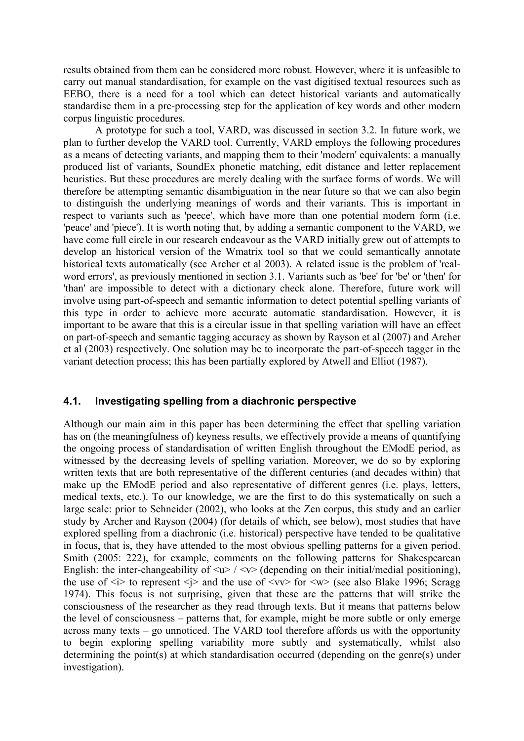results obtained from them can be considered more robust. However, where it is unfeasible to carry out manual standardisation, for example on the vast digitised textual resources such as EEBO, there is a need for a tool which can detect historical variants and automatically standardise them in a pre-processing step for the application of key words and other modern corpus linguistic procedures.

A prototype for such a tool, VARD, was discussed in section 3.2. In future work, we plan to further develop the VARD tool. Currently, VARD employs the following procedures as a means of detecting variants, and mapping them to their 'modern' equivalents: a manually produced list of variants, SoundEx phonetic matching, edit distance and letter replacement heuristics. But these procedures are merely dealing with the surface forms of words. We will therefore be attempting semantic disambiguation in the near future so that we can also begin to distinguish the underlying meanings of words and their variants. This is important in respect to variants such as 'peece', which have more than one potential modern form (i.e. 'peace' and 'piece'). It is worth noting that, by adding a semantic component to the VARD, we have come full circle in our research endeavour as the VARD initially grew out of attempts to develop an historical version of the Wmatrix tool so that we could semantically annotate historical texts automatically (see Archer et al 2003). A related issue is the problem of 'real-word errors', as previously mentioned in section 3.1. Variants such as 'bee' for 'be' or 'then' for 'than' are impossible to detect with a dictionary check alone. Therefore, future work will involve using part-of-speech and semantic information to detect potential spelling variants of this type in order to achieve more accurate automatic standardisation. However, it is important to be aware that this is a circular issue in that spelling variation will have an effect on part-of-speech and semantic tagging accuracy as shown by Rayson et al (2007) and Archer et al (2003) respectively. One solution may be to incorporate the part-of-speech tagger in the variant detection process; this has been partially explored by Atwell and Elliot (1987).

### 4.1. Investigating spelling from a diachronic perspective

Although our main aim in this paper has been determining the effect that spelling variation has on (the meaningfulness of) keyness results, we effectively provide a means of quantifying the ongoing process of standardisation of written English throughout the EModE period, as witnessed by the decreasing levels of spelling variation. Moreover, we do so by exploring written texts that are both representative of the different centuries (and decades within) that make up the EModE period and also representative of different genres (i.e. plays, letters, medical texts, etc.). To our knowledge, we are the first to do this systematically on such a large scale: prior to Schneider (2002), who looks at the Zen corpus, this study and an earlier study by Archer and Rayson (2004) (for details of which, see below), most studies that have explored spelling from a diachronic (i.e. historical) perspective have tended to be qualitative in focus, that is, they have attended to the most obvious spelling patterns for a given period. Smith (2005: 222), for example, comments on the following patterns for Shakespearean English: the inter-changeability of <u> / <v> (depending on their initial/medial positioning), the use of <i> to represent <j> and the use of <vv> for <w> (see also Blake 1996; Scragg 1974). This focus is not surprising, given that these are the patterns that will strike the consciousness of the researcher as they read through texts. But it means that patterns below the level of consciousness – patterns that, for example, might be more subtle or only emerge across many texts – go unnoticed. The VARD tool therefore affords us with the opportunity to begin exploring spelling variability more subtly and systematically, whilst also determining the point(s) at which standardisation occurred (depending on the genre(s) under investigation).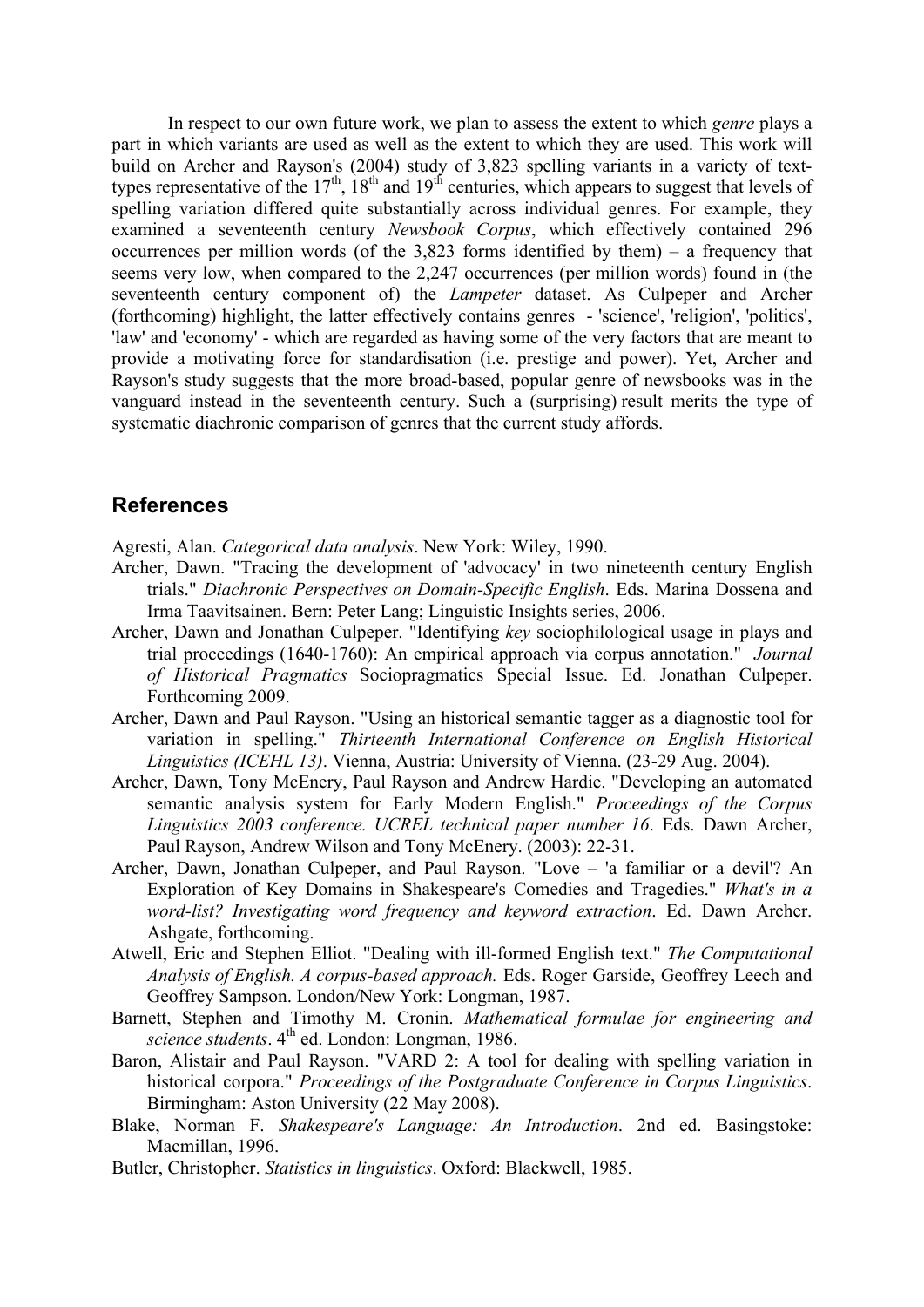In respect to our own future work, we plan to assess the extent to which *genre* plays a part in which variants are used as well as the extent to which they are used. This work will build on Archer and Rayson's (2004) study of 3,823 spelling variants in a variety of text-types representative of the 17th, 18th and 19th centuries, which appears to suggest that levels of spelling variation differed quite substantially across individual genres. For example, they examined a seventeenth century *Newsbook Corpus*, which effectively contained 296 occurrences per million words (of the 3,823 forms identified by them) – a frequency that seems very low, when compared to the 2,247 occurrences (per million words) found in (the seventeenth century component of) the *Lampeter* dataset. As Culpeper and Archer (forthcoming) highlight, the latter effectively contains genres - 'science', 'religion', 'politics', 'law' and 'economy' - which are regarded as having some of the very factors that are meant to provide a motivating force for standardisation (i.e. prestige and power). Yet, Archer and Rayson's study suggests that the more broad-based, popular genre of newsbooks was in the vanguard instead in the seventeenth century. Such a (surprising) result merits the type of systematic diachronic comparison of genres that the current study affords.

## References

Agresti, Alan. *Categorical data analysis*. New York: Wiley, 1990.

Archer, Dawn. "Tracing the development of 'advocacy' in two nineteenth century English trials." *Diachronic Perspectives on Domain-Specific English*. Eds. Marina Dossena and Irma Taavitsainen. Bern: Peter Lang; Linguistic Insights series, 2006.

Archer, Dawn and Jonathan Culpeper. "Identifying *key* sociophilological usage in plays and trial proceedings (1640-1760): An empirical approach via corpus annotation." *Journal of Historical Pragmatics* Sociopragmatics Special Issue. Ed. Jonathan Culpeper. Forthcoming 2009.

Archer, Dawn and Paul Rayson. "Using an historical semantic tagger as a diagnostic tool for variation in spelling." *Thirteenth International Conference on English Historical Linguistics (ICEHL 13)*. Vienna, Austria: University of Vienna. (23-29 Aug. 2004).

Archer, Dawn, Tony McEnery, Paul Rayson and Andrew Hardie. "Developing an automated semantic analysis system for Early Modern English." *Proceedings of the Corpus Linguistics 2003 conference. UCREL technical paper number 16*. Eds. Dawn Archer, Paul Rayson, Andrew Wilson and Tony McEnery. (2003): 22-31.

Archer, Dawn, Jonathan Culpeper, and Paul Rayson. "Love – 'a familiar or a devil'? An Exploration of Key Domains in Shakespeare's Comedies and Tragedies." *What's in a word-list? Investigating word frequency and keyword extraction*. Ed. Dawn Archer. Ashgate, forthcoming.

Atwell, Eric and Stephen Elliot. "Dealing with ill-formed English text." *The Computational Analysis of English. A corpus-based approach.* Eds. Roger Garside, Geoffrey Leech and Geoffrey Sampson. London/New York: Longman, 1987.

Barnett, Stephen and Timothy M. Cronin. *Mathematical formulae for engineering and science students*. 4th ed. London: Longman, 1986.

Baron, Alistair and Paul Rayson. "VARD 2: A tool for dealing with spelling variation in historical corpora." *Proceedings of the Postgraduate Conference in Corpus Linguistics*. Birmingham: Aston University (22 May 2008).

Blake, Norman F. *Shakespeare's Language: An Introduction*. 2nd ed. Basingstoke: Macmillan, 1996.

Butler, Christopher. *Statistics in linguistics*. Oxford: Blackwell, 1985.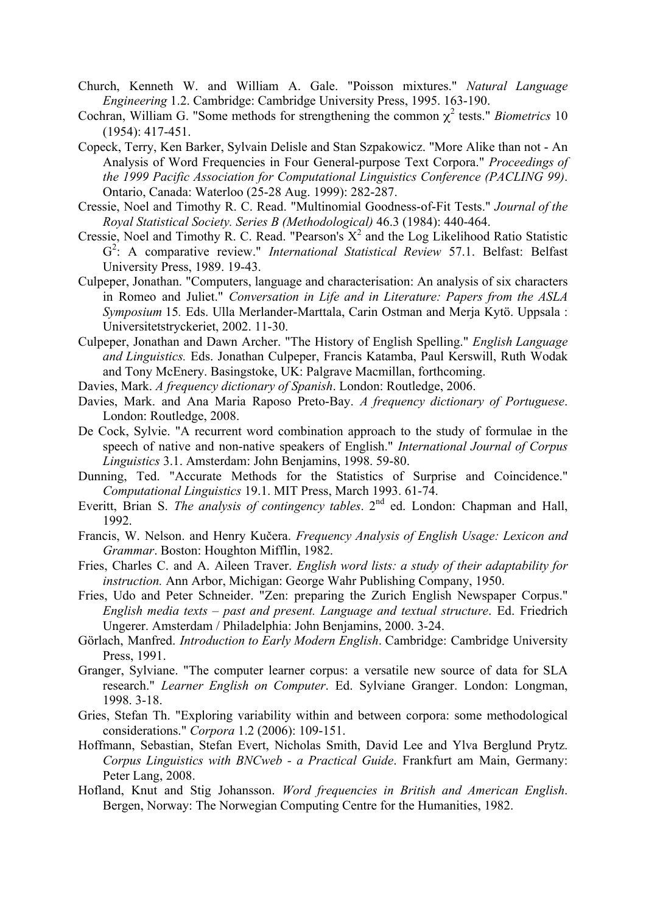Church, Kenneth W. and William A. Gale. "Poisson mixtures." *Natural Language Engineering* 1.2. Cambridge: Cambridge University Press, 1995. 163-190.

Cochran, William G. "Some methods for strengthening the common $\chi^2$ tests." *Biometrics* 10 (1954): 417-451.

Copeck, Terry, Ken Barker, Sylvain Delisle and Stan Szpakowicz. "More Alike than not - An Analysis of Word Frequencies in Four General-purpose Text Corpora." *Proceedings of the 1999 Pacific Association for Computational Linguistics Conference (PACLING 99)*. Ontario, Canada: Waterloo (25-28 Aug. 1999): 282-287.

Cressie, Noel and Timothy R. C. Read. "Multinomial Goodness-of-Fit Tests." *Journal of the Royal Statistical Society. Series B (Methodological)* 46.3 (1984): 440-464.

Cressie, Noel and Timothy R. C. Read. "Pearson's $X^2$ and the Log Likelihood Ratio Statistic $G^2$: A comparative review." *International Statistical Review* 57.1. Belfast: Belfast University Press, 1989. 19-43.

Culpeper, Jonathan. "Computers, language and characterisation: An analysis of six characters in Romeo and Juliet." *Conversation in Life and in Literature: Papers from the ASLA Symposium* 15*.* Eds. Ulla Merlander-Marttala, Carin Ostman and Merja Kytö. Uppsala : Universitetstryckeriet, 2002. 11-30.

Culpeper, Jonathan and Dawn Archer. "The History of English Spelling." *English Language and Linguistics.* Eds. Jonathan Culpeper, Francis Katamba, Paul Kerswill, Ruth Wodak and Tony McEnery. Basingstoke, UK: Palgrave Macmillan, forthcoming.

Davies, Mark. *A frequency dictionary of Spanish*. London: Routledge, 2006.

Davies, Mark. and Ana Maria Raposo Preto-Bay. *A frequency dictionary of Portuguese*. London: Routledge, 2008.

De Cock, Sylvie. "A recurrent word combination approach to the study of formulae in the speech of native and non-native speakers of English." *International Journal of Corpus Linguistics* 3.1. Amsterdam: John Benjamins, 1998. 59-80.

Dunning, Ted. "Accurate Methods for the Statistics of Surprise and Coincidence." *Computational Linguistics* 19.1. MIT Press, March 1993. 61-74.

Everitt, Brian S. *The analysis of contingency tables*. 2nd ed. London: Chapman and Hall, 1992.

Francis, W. Nelson. and Henry Kučera. *Frequency Analysis of English Usage: Lexicon and Grammar*. Boston: Houghton Mifflin, 1982.

Fries, Charles C. and A. Aileen Traver. *English word lists: a study of their adaptability for instruction.* Ann Arbor, Michigan: George Wahr Publishing Company, 1950.

Fries, Udo and Peter Schneider. "Zen: preparing the Zurich English Newspaper Corpus." *English media texts – past and present. Language and textual structure*. Ed. Friedrich Ungerer. Amsterdam / Philadelphia: John Benjamins, 2000. 3-24.

Görlach, Manfred. *Introduction to Early Modern English*. Cambridge: Cambridge University Press, 1991.

Granger, Sylviane. "The computer learner corpus: a versatile new source of data for SLA research." *Learner English on Computer*. Ed. Sylviane Granger. London: Longman, 1998. 3-18.

Gries, Stefan Th. "Exploring variability within and between corpora: some methodological considerations." *Corpora* 1.2 (2006): 109-151.

Hoffmann, Sebastian, Stefan Evert, Nicholas Smith, David Lee and Ylva Berglund Prytz. *Corpus Linguistics with BNCweb - a Practical Guide*. Frankfurt am Main, Germany: Peter Lang, 2008.

Hofland, Knut and Stig Johansson. *Word frequencies in British and American English*. Bergen, Norway: The Norwegian Computing Centre for the Humanities, 1982.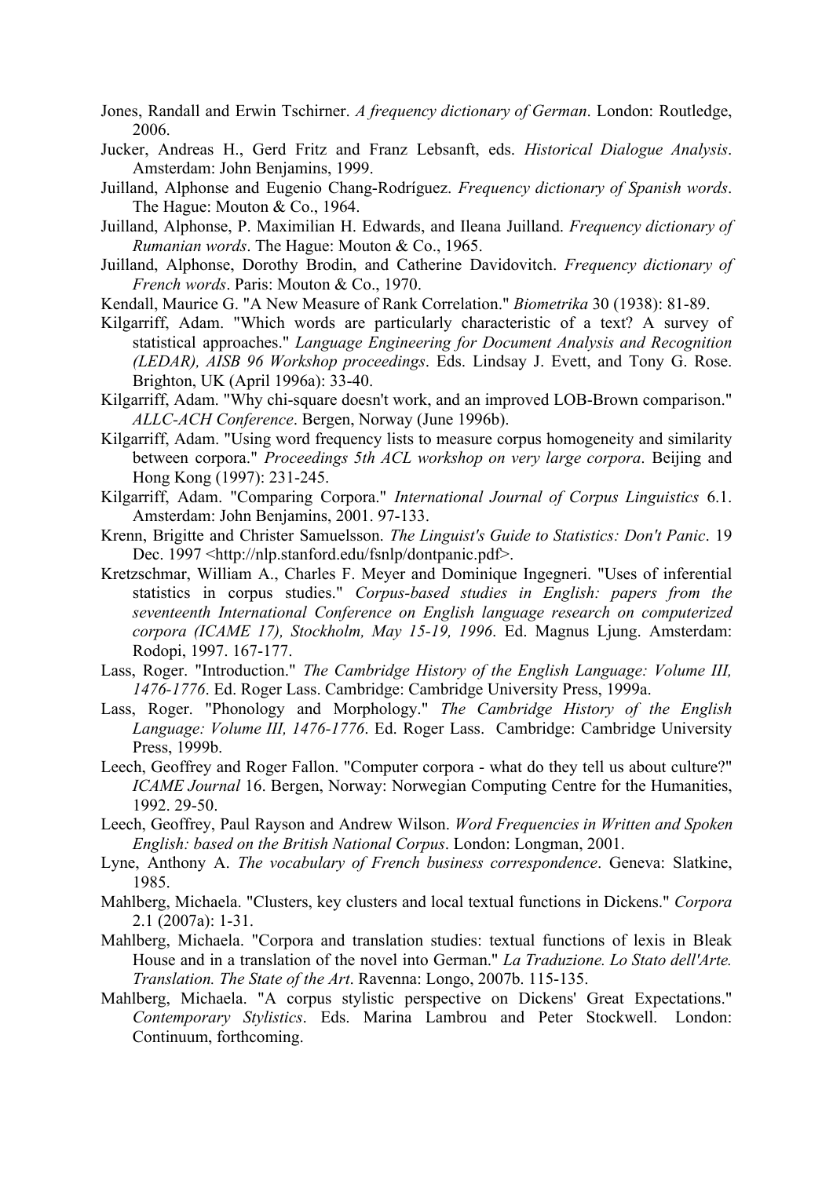Jones, Randall and Erwin Tschirner. *A frequency dictionary of German*. London: Routledge, 2006.

Jucker, Andreas H., Gerd Fritz and Franz Lebsanft, eds. *Historical Dialogue Analysis*. Amsterdam: John Benjamins, 1999.

Juilland, Alphonse and Eugenio Chang-Rodríguez. *Frequency dictionary of Spanish words*. The Hague: Mouton & Co., 1964.

Juilland, Alphonse, P. Maximilian H. Edwards, and Ileana Juilland. *Frequency dictionary of Rumanian words*. The Hague: Mouton & Co., 1965.

Juilland, Alphonse, Dorothy Brodin, and Catherine Davidovitch. *Frequency dictionary of French words*. Paris: Mouton & Co., 1970.

Kendall, Maurice G. "A New Measure of Rank Correlation." *Biometrika* 30 (1938): 81-89.

Kilgarriff, Adam. "Which words are particularly characteristic of a text? A survey of statistical approaches." *Language Engineering for Document Analysis and Recognition (LEDAR), AISB 96 Workshop proceedings*. Eds. Lindsay J. Evett, and Tony G. Rose. Brighton, UK (April 1996a): 33-40.

Kilgarriff, Adam. "Why chi-square doesn't work, and an improved LOB-Brown comparison." *ALLC-ACH Conference*. Bergen, Norway (June 1996b).

Kilgarriff, Adam. "Using word frequency lists to measure corpus homogeneity and similarity between corpora." *Proceedings 5th ACL workshop on very large corpora*. Beijing and Hong Kong (1997): 231-245.

Kilgarriff, Adam. "Comparing Corpora." *International Journal of Corpus Linguistics* 6.1. Amsterdam: John Benjamins, 2001. 97-133.

Krenn, Brigitte and Christer Samuelsson. *The Linguist's Guide to Statistics: Don't Panic*. 19 Dec. 1997 <http://nlp.stanford.edu/fsnlp/dontpanic.pdf>.

Kretzschmar, William A., Charles F. Meyer and Dominique Ingegneri. "Uses of inferential statistics in corpus studies." *Corpus-based studies in English: papers from the seventeenth International Conference on English language research on computerized corpora (ICAME 17), Stockholm, May 15-19, 1996*. Ed. Magnus Ljung. Amsterdam: Rodopi, 1997. 167-177.

Lass, Roger. "Introduction." *The Cambridge History of the English Language: Volume III, 1476-1776*. Ed. Roger Lass. Cambridge: Cambridge University Press, 1999a.

Lass, Roger. "Phonology and Morphology." *The Cambridge History of the English Language: Volume III, 1476-1776*. Ed. Roger Lass. Cambridge: Cambridge University Press, 1999b.

Leech, Geoffrey and Roger Fallon. "Computer corpora - what do they tell us about culture?" *ICAME Journal* 16. Bergen, Norway: Norwegian Computing Centre for the Humanities, 1992. 29-50.

Leech, Geoffrey, Paul Rayson and Andrew Wilson. *Word Frequencies in Written and Spoken English: based on the British National Corpus*. London: Longman, 2001.

Lyne, Anthony A. *The vocabulary of French business correspondence*. Geneva: Slatkine, 1985.

Mahlberg, Michaela. "Clusters, key clusters and local textual functions in Dickens." *Corpora* 2.1 (2007a): 1-31.

Mahlberg, Michaela. "Corpora and translation studies: textual functions of lexis in Bleak House and in a translation of the novel into German." *La Traduzione. Lo Stato dell'Arte. Translation. The State of the Art*. Ravenna: Longo, 2007b. 115-135.

Mahlberg, Michaela. "A corpus stylistic perspective on Dickens' Great Expectations." *Contemporary Stylistics*. Eds. Marina Lambrou and Peter Stockwell. London: Continuum, forthcoming.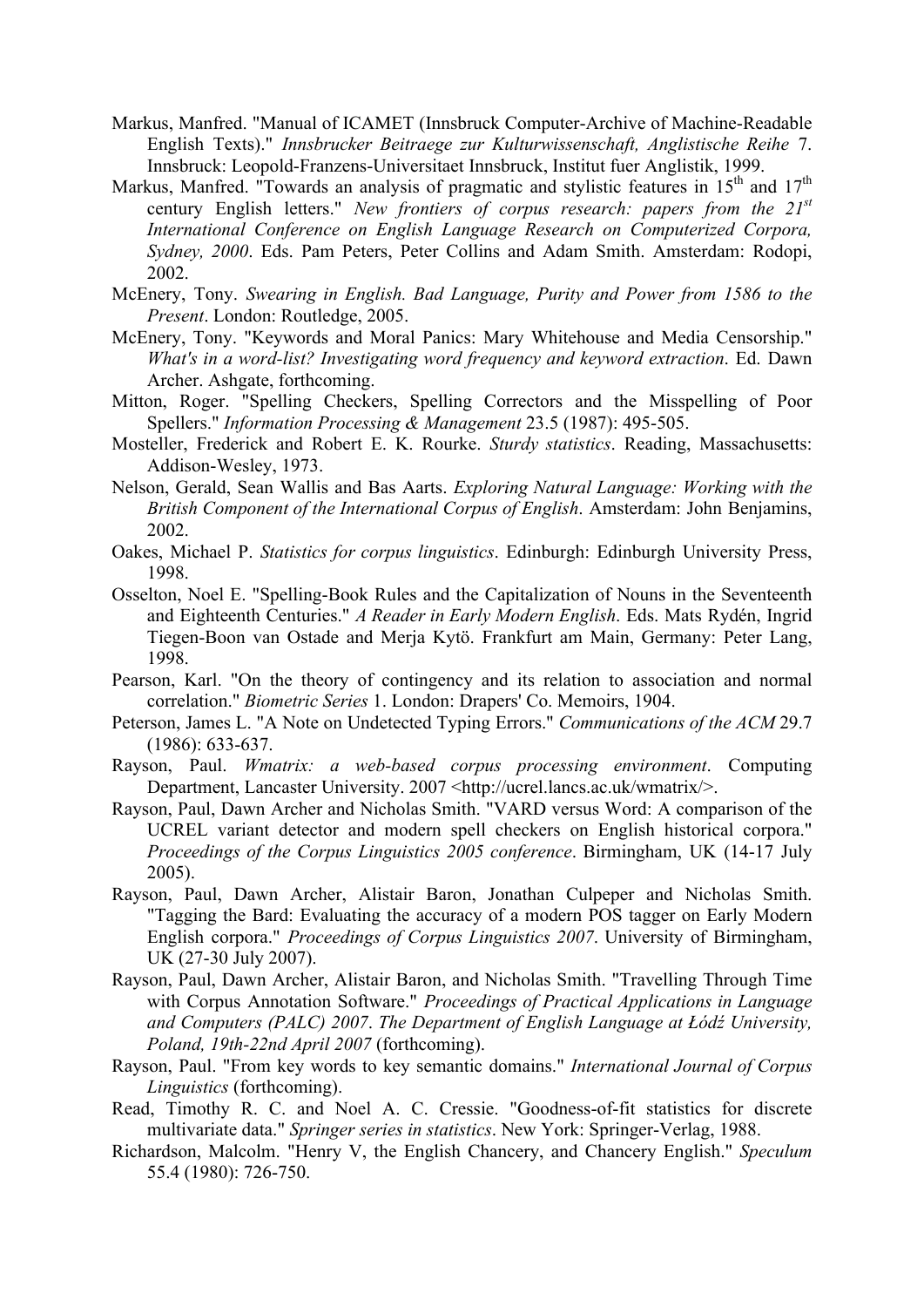Markus, Manfred. "Manual of ICAMET (Innsbruck Computer-Archive of Machine-Readable English Texts)." *Innsbrucker Beitraege zur Kulturwissenschaft, Anglistische Reihe* 7. Innsbruck: Leopold-Franzens-Universitaet Innsbruck, Institut fuer Anglistik, 1999.

Markus, Manfred. "Towards an analysis of pragmatic and stylistic features in 15th and 17th century English letters." *New frontiers of corpus research: papers from the 21st International Conference on English Language Research on Computerized Corpora, Sydney, 2000*. Eds. Pam Peters, Peter Collins and Adam Smith. Amsterdam: Rodopi, 2002.

McEnery, Tony. *Swearing in English. Bad Language, Purity and Power from 1586 to the Present*. London: Routledge, 2005.

McEnery, Tony. "Keywords and Moral Panics: Mary Whitehouse and Media Censorship." *What's in a word-list? Investigating word frequency and keyword extraction*. Ed. Dawn Archer. Ashgate, forthcoming.

Mitton, Roger. "Spelling Checkers, Spelling Correctors and the Misspelling of Poor Spellers." *Information Processing & Management* 23.5 (1987): 495-505.

Mosteller, Frederick and Robert E. K. Rourke. *Sturdy statistics*. Reading, Massachusetts: Addison-Wesley, 1973.

Nelson, Gerald, Sean Wallis and Bas Aarts. *Exploring Natural Language: Working with the British Component of the International Corpus of English*. Amsterdam: John Benjamins, 2002.

Oakes, Michael P. *Statistics for corpus linguistics*. Edinburgh: Edinburgh University Press, 1998.

Osselton, Noel E. "Spelling-Book Rules and the Capitalization of Nouns in the Seventeenth and Eighteenth Centuries." *A Reader in Early Modern English*. Eds. Mats Rydén, Ingrid Tiegen-Boon van Ostade and Merja Kytö. Frankfurt am Main, Germany: Peter Lang, 1998.

Pearson, Karl. "On the theory of contingency and its relation to association and normal correlation." *Biometric Series* 1. London: Drapers' Co. Memoirs, 1904.

Peterson, James L. "A Note on Undetected Typing Errors." *Communications of the ACM* 29.7 (1986): 633-637.

Rayson, Paul. *Wmatrix: a web-based corpus processing environment*. Computing Department, Lancaster University. 2007 <http://ucrel.lancs.ac.uk/wmatrix/>.

Rayson, Paul, Dawn Archer and Nicholas Smith. "VARD versus Word: A comparison of the UCREL variant detector and modern spell checkers on English historical corpora." *Proceedings of the Corpus Linguistics 2005 conference*. Birmingham, UK (14-17 July 2005).

Rayson, Paul, Dawn Archer, Alistair Baron, Jonathan Culpeper and Nicholas Smith. "Tagging the Bard: Evaluating the accuracy of a modern POS tagger on Early Modern English corpora." *Proceedings of Corpus Linguistics 2007*. University of Birmingham, UK (27-30 July 2007).

Rayson, Paul, Dawn Archer, Alistair Baron, and Nicholas Smith. "Travelling Through Time with Corpus Annotation Software." *Proceedings of Practical Applications in Language and Computers (PALC) 2007*. *The Department of English Language at Łódź University, Poland, 19th-22nd April 2007* (forthcoming).

Rayson, Paul. "From key words to key semantic domains." *International Journal of Corpus Linguistics* (forthcoming).

Read, Timothy R. C. and Noel A. C. Cressie. "Goodness-of-fit statistics for discrete multivariate data." *Springer series in statistics*. New York: Springer-Verlag, 1988.

Richardson, Malcolm. "Henry V, the English Chancery, and Chancery English." *Speculum* 55.4 (1980): 726-750.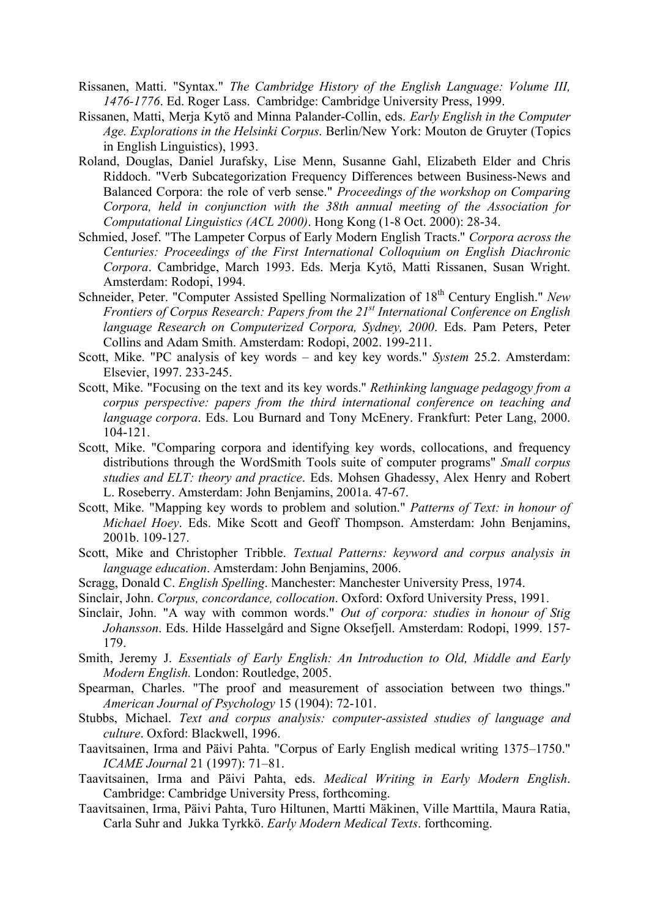Rissanen, Matti. "Syntax." *The Cambridge History of the English Language: Volume III, 1476-1776*. Ed. Roger Lass. Cambridge: Cambridge University Press, 1999.

Rissanen, Matti, Merja Kytö and Minna Palander-Collin, eds. *Early English in the Computer Age. Explorations in the Helsinki Corpus*. Berlin/New York: Mouton de Gruyter (Topics in English Linguistics), 1993.

Roland, Douglas, Daniel Jurafsky, Lise Menn, Susanne Gahl, Elizabeth Elder and Chris Riddoch. "Verb Subcategorization Frequency Differences between Business-News and Balanced Corpora: the role of verb sense." *Proceedings of the workshop on Comparing Corpora, held in conjunction with the 38th annual meeting of the Association for Computational Linguistics (ACL 2000)*. Hong Kong (1-8 Oct. 2000): 28-34.

Schmied, Josef. "The Lampeter Corpus of Early Modern English Tracts." *Corpora across the Centuries: Proceedings of the First International Colloquium on English Diachronic Corpora*. Cambridge, March 1993. Eds. Merja Kytö, Matti Rissanen, Susan Wright. Amsterdam: Rodopi, 1994.

Schneider, Peter. "Computer Assisted Spelling Normalization of 18th Century English." *New Frontiers of Corpus Research: Papers from the 21st International Conference on English language Research on Computerized Corpora, Sydney, 2000*. Eds. Pam Peters, Peter Collins and Adam Smith. Amsterdam: Rodopi, 2002. 199-211.

Scott, Mike. "PC analysis of key words – and key key words." *System* 25.2. Amsterdam: Elsevier, 1997. 233-245.

Scott, Mike. "Focusing on the text and its key words." *Rethinking language pedagogy from a corpus perspective: papers from the third international conference on teaching and language corpora*. Eds. Lou Burnard and Tony McEnery. Frankfurt: Peter Lang, 2000. 104-121.

Scott, Mike. "Comparing corpora and identifying key words, collocations, and frequency distributions through the WordSmith Tools suite of computer programs" *Small corpus studies and ELT: theory and practice*. Eds. Mohsen Ghadessy, Alex Henry and Robert L. Roseberry. Amsterdam: John Benjamins, 2001a. 47-67.

Scott, Mike. "Mapping key words to problem and solution." *Patterns of Text: in honour of Michael Hoey*. Eds. Mike Scott and Geoff Thompson. Amsterdam: John Benjamins, 2001b. 109-127.

Scott, Mike and Christopher Tribble. *Textual Patterns: keyword and corpus analysis in language education*. Amsterdam: John Benjamins, 2006.

Scragg, Donald C. *English Spelling*. Manchester: Manchester University Press, 1974.

Sinclair, John. *Corpus, concordance, collocation*. Oxford: Oxford University Press, 1991.

Sinclair, John. "A way with common words." *Out of corpora: studies in honour of Stig Johansson*. Eds. Hilde Hasselgård and Signe Oksefjell. Amsterdam: Rodopi, 1999. 157-179.

Smith, Jeremy J. *Essentials of Early English: An Introduction to Old, Middle and Early Modern English.* London: Routledge, 2005.

Spearman, Charles. "The proof and measurement of association between two things." *American Journal of Psychology* 15 (1904): 72-101.

Stubbs, Michael. *Text and corpus analysis: computer-assisted studies of language and culture*. Oxford: Blackwell, 1996.

Taavitsainen, Irma and Päivi Pahta. "Corpus of Early English medical writing 1375–1750." *ICAME Journal* 21 (1997): 71–81.

Taavitsainen, Irma and Päivi Pahta, eds. *Medical Writing in Early Modern English*. Cambridge: Cambridge University Press, forthcoming.

Taavitsainen, Irma, Päivi Pahta, Turo Hiltunen, Martti Mäkinen, Ville Marttila, Maura Ratia, Carla Suhr and Jukka Tyrkkö. *Early Modern Medical Texts*. forthcoming.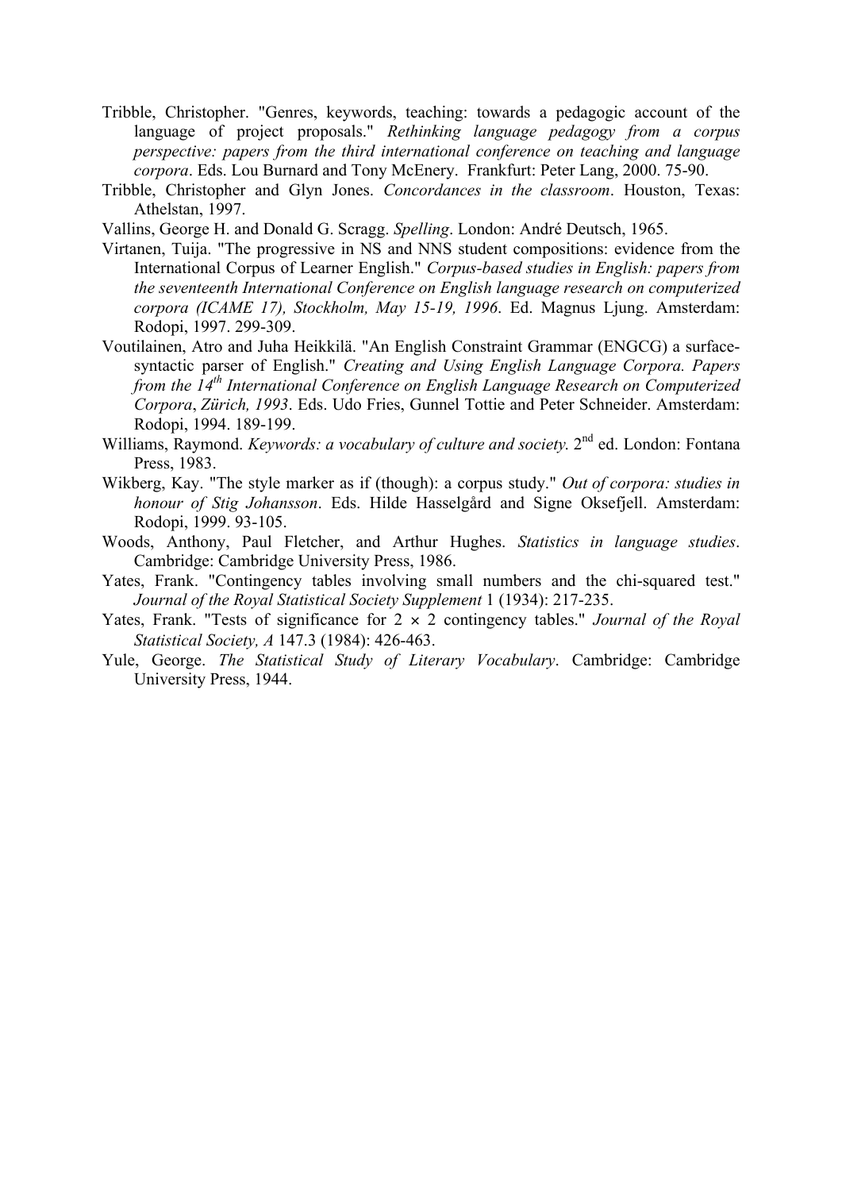Tribble, Christopher. "Genres, keywords, teaching: towards a pedagogic account of the language of project proposals." *Rethinking language pedagogy from a corpus perspective: papers from the third international conference on teaching and language corpora*. Eds. Lou Burnard and Tony McEnery. Frankfurt: Peter Lang, 2000. 75-90.

Tribble, Christopher and Glyn Jones. *Concordances in the classroom*. Houston, Texas: Athelstan, 1997.

Vallins, George H. and Donald G. Scragg. *Spelling*. London: André Deutsch, 1965.

Virtanen, Tuija. "The progressive in NS and NNS student compositions: evidence from the International Corpus of Learner English." *Corpus-based studies in English: papers from the seventeenth International Conference on English language research on computerized corpora (ICAME 17), Stockholm, May 15-19, 1996*. Ed. Magnus Ljung. Amsterdam: Rodopi, 1997. 299-309.

Voutilainen, Atro and Juha Heikkilä. "An English Constraint Grammar (ENGCG) a surface-syntactic parser of English." *Creating and Using English Language Corpora. Papers from the 14th International Conference on English Language Research on Computerized Corpora*, *Zürich, 1993*. Eds. Udo Fries, Gunnel Tottie and Peter Schneider. Amsterdam: Rodopi, 1994. 189-199.

Williams, Raymond. *Keywords: a vocabulary of culture and society.* 2nd ed. London: Fontana Press, 1983.

Wikberg, Kay. "The style marker as if (though): a corpus study." *Out of corpora: studies in honour of Stig Johansson*. Eds. Hilde Hasselgård and Signe Oksefjell. Amsterdam: Rodopi, 1999. 93-105.

Woods, Anthony, Paul Fletcher, and Arthur Hughes. *Statistics in language studies*. Cambridge: Cambridge University Press, 1986.

Yates, Frank. "Contingency tables involving small numbers and the chi-squared test." *Journal of the Royal Statistical Society Supplement* 1 (1934): 217-235.

Yates, Frank. "Tests of significance for 2 × 2 contingency tables." *Journal of the Royal Statistical Society, A* 147.3 (1984): 426-463.

Yule, George. *The Statistical Study of Literary Vocabulary*. Cambridge: Cambridge University Press, 1944.